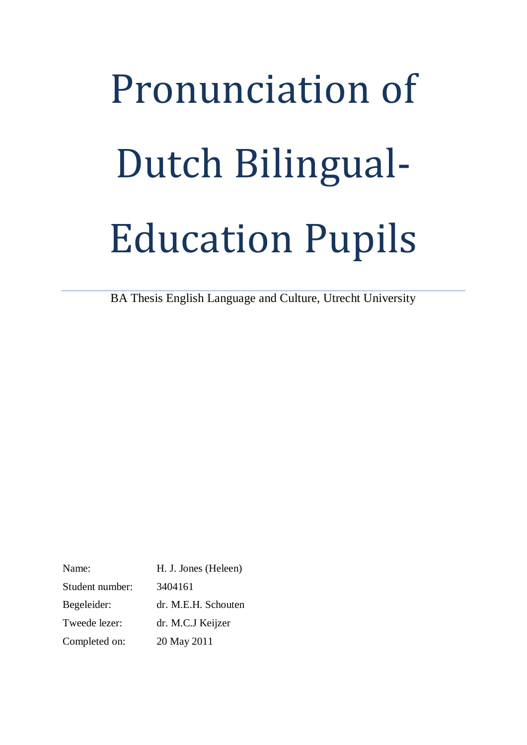# Pronunciation of Dutch Bilingual-Education Pupils

BA Thesis English Language and Culture, Utrecht University

| | |
|---|---|
| Name: | H. J. Jones (Heleen) |
| Student number: | 3404161 |
| Begeleider: | dr. M.E.H. Schouten |
| Tweede lezer: | dr. M.C.J Keijzer |
| Completed on: | 20 May 2011 |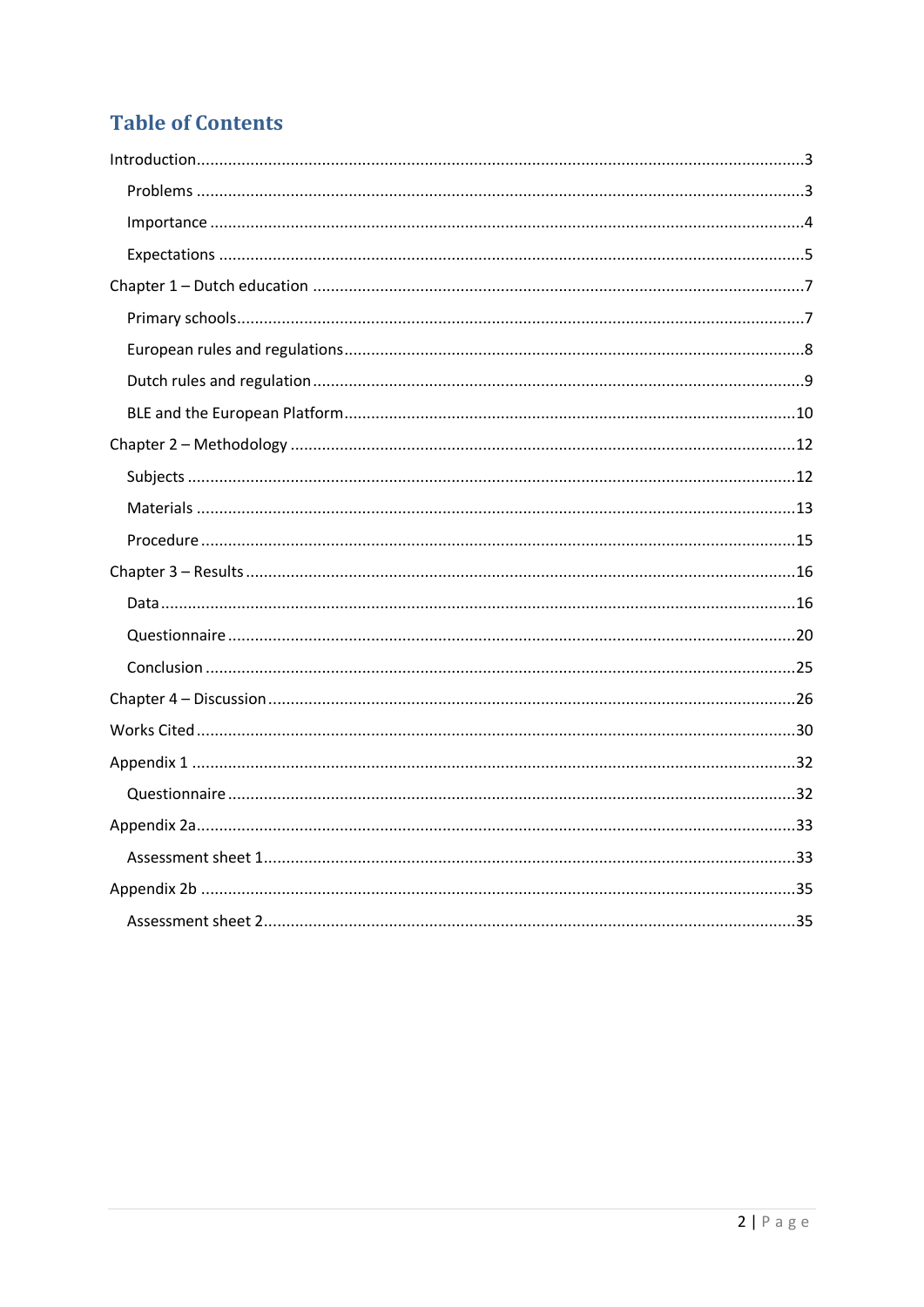# Table of Contents

Introduction....3
- Problems....3
- Importance....4
- Expectations....5

Chapter 1 – Dutch education....7
- Primary schools....7
- European rules and regulations....8
- Dutch rules and regulation....9
- BLE and the European Platform....10

Chapter 2 – Methodology....12
- Subjects....12
- Materials....13
- Procedure....15

Chapter 3 – Results....16
- Data....16
- Questionnaire....20
- Conclusion....25

Chapter 4 – Discussion....26

Works Cited....30

Appendix 1....32
- Questionnaire....32

Appendix 2a....33
- Assessment sheet 1....33

Appendix 2b....35
- Assessment sheet 2....35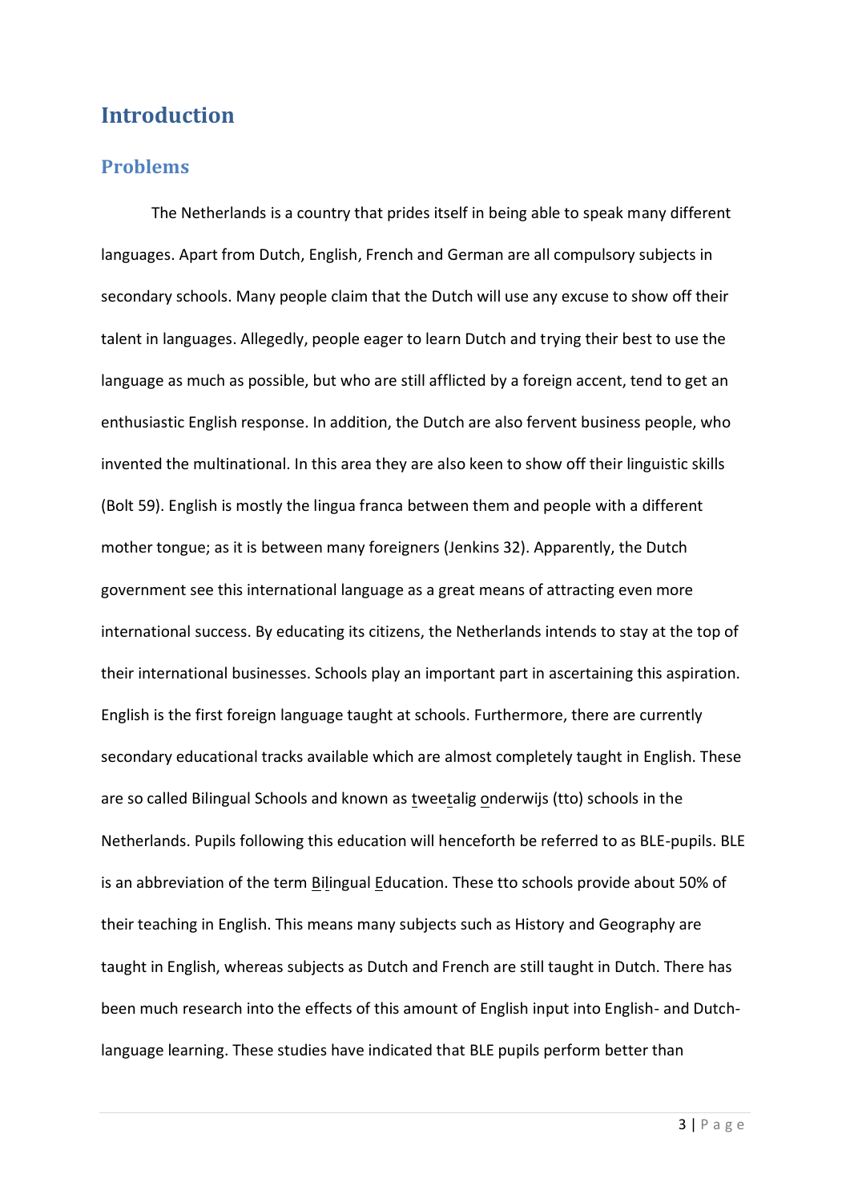# Introduction

## Problems

The Netherlands is a country that prides itself in being able to speak many different languages. Apart from Dutch, English, French and German are all compulsory subjects in secondary schools. Many people claim that the Dutch will use any excuse to show off their talent in languages. Allegedly, people eager to learn Dutch and trying their best to use the language as much as possible, but who are still afflicted by a foreign accent, tend to get an enthusiastic English response. In addition, the Dutch are also fervent business people, who invented the multinational. In this area they are also keen to show off their linguistic skills (Bolt 59). English is mostly the lingua franca between them and people with a different mother tongue; as it is between many foreigners (Jenkins 32). Apparently, the Dutch government see this international language as a great means of attracting even more international success. By educating its citizens, the Netherlands intends to stay at the top of their international businesses. Schools play an important part in ascertaining this aspiration. English is the first foreign language taught at schools. Furthermore, there are currently secondary educational tracks available which are almost completely taught in English. These are so called Bilingual Schools and known as tweetalig onderwijs (tto) schools in the Netherlands. Pupils following this education will henceforth be referred to as BLE-pupils. BLE is an abbreviation of the term Bilingual Education. These tto schools provide about 50% of their teaching in English. This means many subjects such as History and Geography are taught in English, whereas subjects as Dutch and French are still taught in Dutch. There has been much research into the effects of this amount of English input into English- and Dutch-language learning. These studies have indicated that BLE pupils perform better than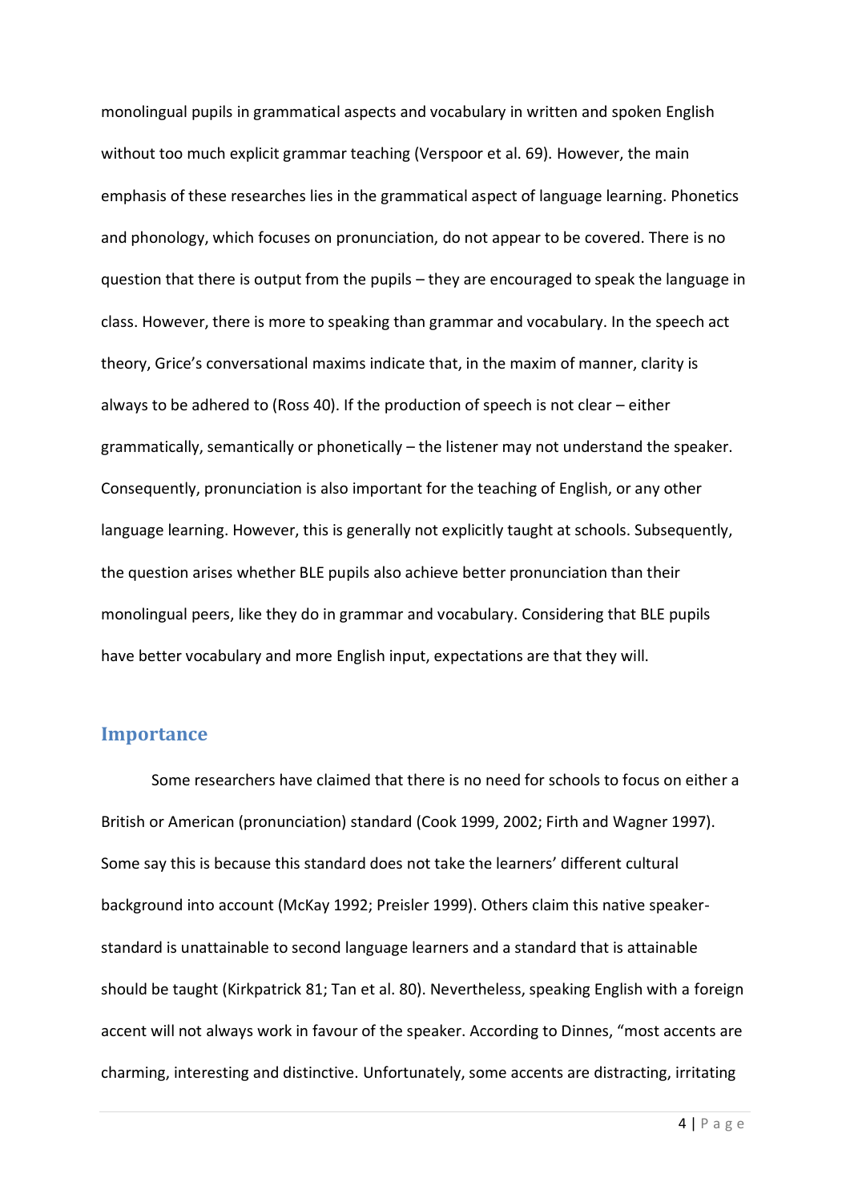monolingual pupils in grammatical aspects and vocabulary in written and spoken English without too much explicit grammar teaching (Verspoor et al. 69). However, the main emphasis of these researches lies in the grammatical aspect of language learning. Phonetics and phonology, which focuses on pronunciation, do not appear to be covered. There is no question that there is output from the pupils – they are encouraged to speak the language in class. However, there is more to speaking than grammar and vocabulary. In the speech act theory, Grice's conversational maxims indicate that, in the maxim of manner, clarity is always to be adhered to (Ross 40). If the production of speech is not clear – either grammatically, semantically or phonetically – the listener may not understand the speaker. Consequently, pronunciation is also important for the teaching of English, or any other language learning. However, this is generally not explicitly taught at schools. Subsequently, the question arises whether BLE pupils also achieve better pronunciation than their monolingual peers, like they do in grammar and vocabulary. Considering that BLE pupils have better vocabulary and more English input, expectations are that they will.

## Importance

Some researchers have claimed that there is no need for schools to focus on either a British or American (pronunciation) standard (Cook 1999, 2002; Firth and Wagner 1997). Some say this is because this standard does not take the learners' different cultural background into account (McKay 1992; Preisler 1999). Others claim this native speaker-standard is unattainable to second language learners and a standard that is attainable should be taught (Kirkpatrick 81; Tan et al. 80). Nevertheless, speaking English with a foreign accent will not always work in favour of the speaker. According to Dinnes, "most accents are charming, interesting and distinctive. Unfortunately, some accents are distracting, irritating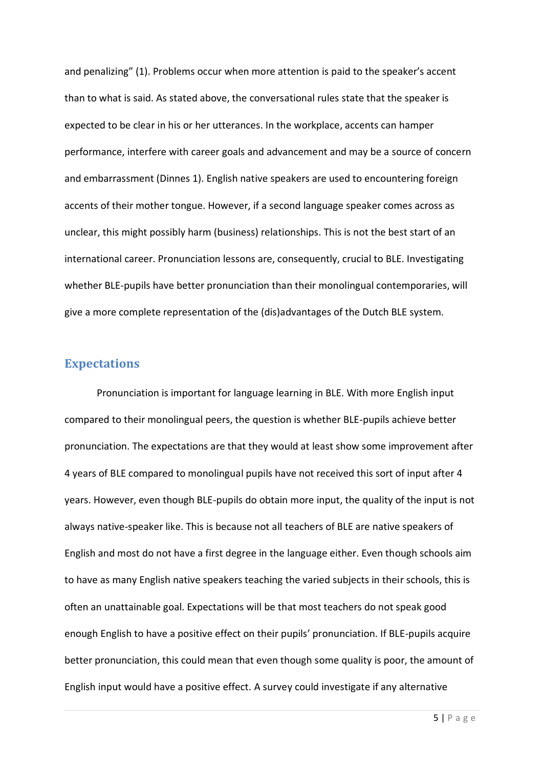and penalizing" (1). Problems occur when more attention is paid to the speaker's accent than to what is said. As stated above, the conversational rules state that the speaker is expected to be clear in his or her utterances. In the workplace, accents can hamper performance, interfere with career goals and advancement and may be a source of concern and embarrassment (Dinnes 1). English native speakers are used to encountering foreign accents of their mother tongue. However, if a second language speaker comes across as unclear, this might possibly harm (business) relationships. This is not the best start of an international career. Pronunciation lessons are, consequently, crucial to BLE. Investigating whether BLE-pupils have better pronunciation than their monolingual contemporaries, will give a more complete representation of the (dis)advantages of the Dutch BLE system.

## Expectations

Pronunciation is important for language learning in BLE. With more English input compared to their monolingual peers, the question is whether BLE-pupils achieve better pronunciation. The expectations are that they would at least show some improvement after 4 years of BLE compared to monolingual pupils have not received this sort of input after 4 years. However, even though BLE-pupils do obtain more input, the quality of the input is not always native-speaker like. This is because not all teachers of BLE are native speakers of English and most do not have a first degree in the language either. Even though schools aim to have as many English native speakers teaching the varied subjects in their schools, this is often an unattainable goal. Expectations will be that most teachers do not speak good enough English to have a positive effect on their pupils' pronunciation. If BLE-pupils acquire better pronunciation, this could mean that even though some quality is poor, the amount of English input would have a positive effect. A survey could investigate if any alternative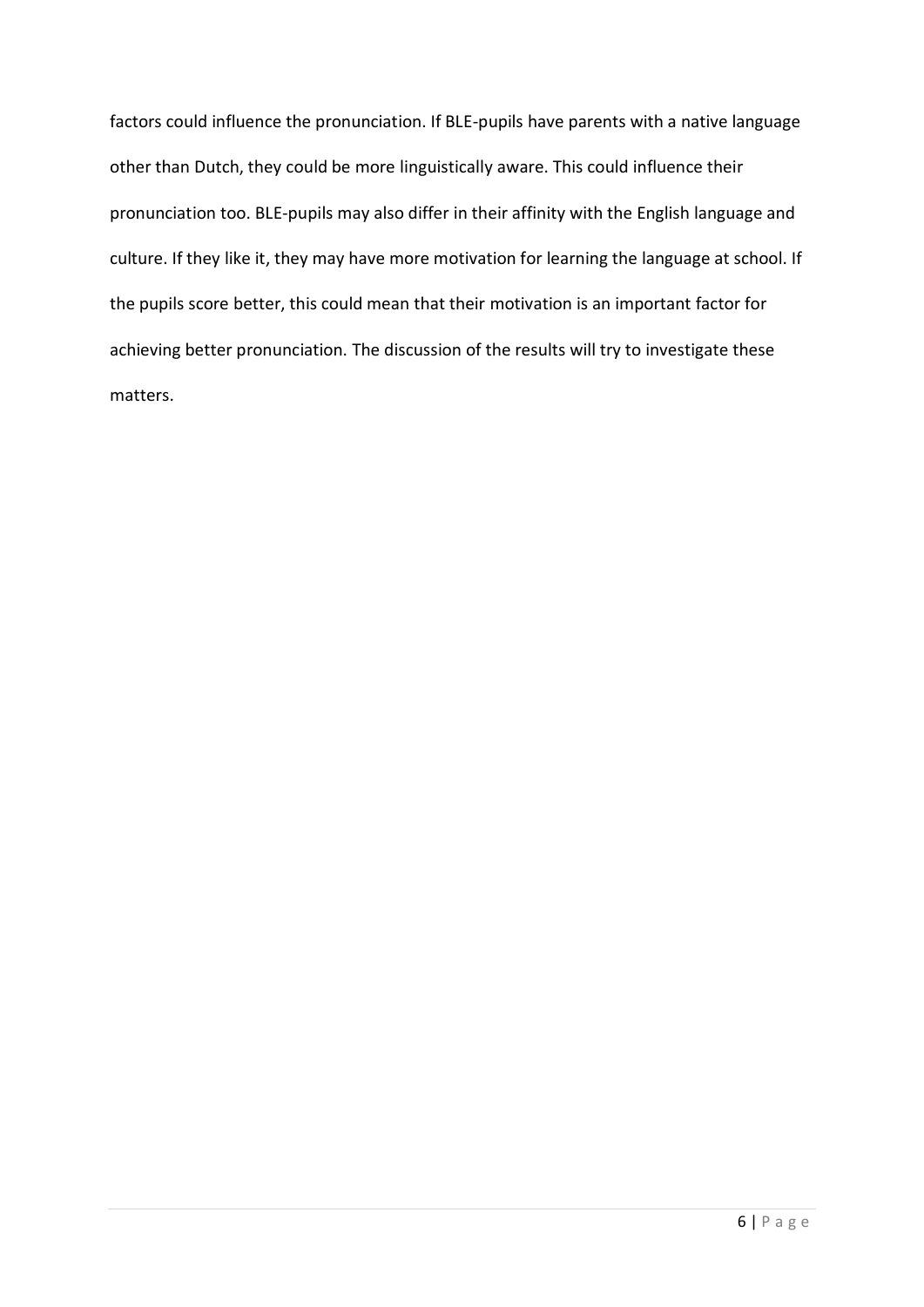factors could influence the pronunciation. If BLE-pupils have parents with a native language other than Dutch, they could be more linguistically aware. This could influence their pronunciation too. BLE-pupils may also differ in their affinity with the English language and culture. If they like it, they may have more motivation for learning the language at school. If the pupils score better, this could mean that their motivation is an important factor for achieving better pronunciation. The discussion of the results will try to investigate these matters.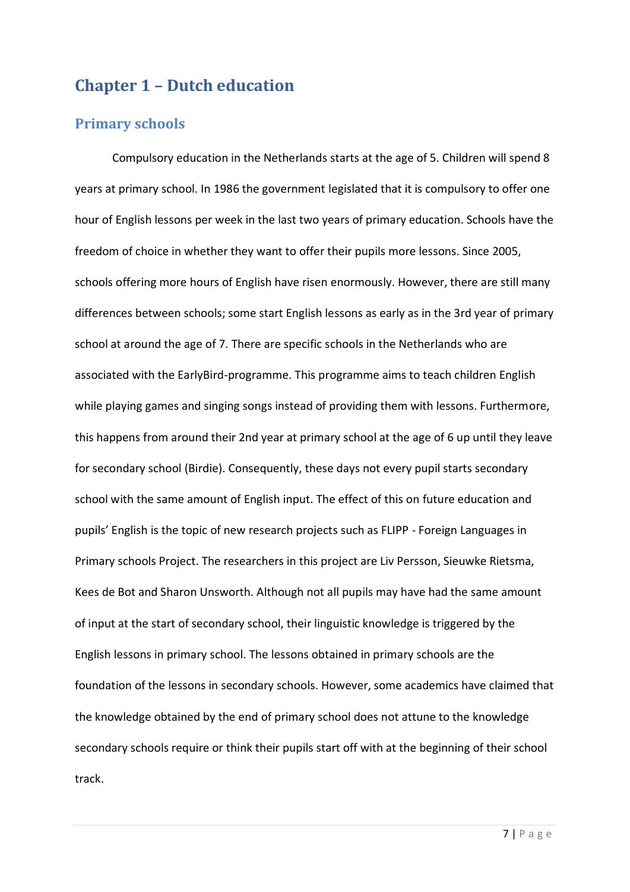# Chapter 1 – Dutch education

## Primary schools

Compulsory education in the Netherlands starts at the age of 5. Children will spend 8 years at primary school. In 1986 the government legislated that it is compulsory to offer one hour of English lessons per week in the last two years of primary education. Schools have the freedom of choice in whether they want to offer their pupils more lessons. Since 2005, schools offering more hours of English have risen enormously. However, there are still many differences between schools; some start English lessons as early as in the 3rd year of primary school at around the age of 7. There are specific schools in the Netherlands who are associated with the EarlyBird-programme. This programme aims to teach children English while playing games and singing songs instead of providing them with lessons. Furthermore, this happens from around their 2nd year at primary school at the age of 6 up until they leave for secondary school (Birdie). Consequently, these days not every pupil starts secondary school with the same amount of English input. The effect of this on future education and pupils' English is the topic of new research projects such as FLIPP - Foreign Languages in Primary schools Project. The researchers in this project are Liv Persson, Sieuwke Rietsma, Kees de Bot and Sharon Unsworth. Although not all pupils may have had the same amount of input at the start of secondary school, their linguistic knowledge is triggered by the English lessons in primary school. The lessons obtained in primary schools are the foundation of the lessons in secondary schools. However, some academics have claimed that the knowledge obtained by the end of primary school does not attune to the knowledge secondary schools require or think their pupils start off with at the beginning of their school track.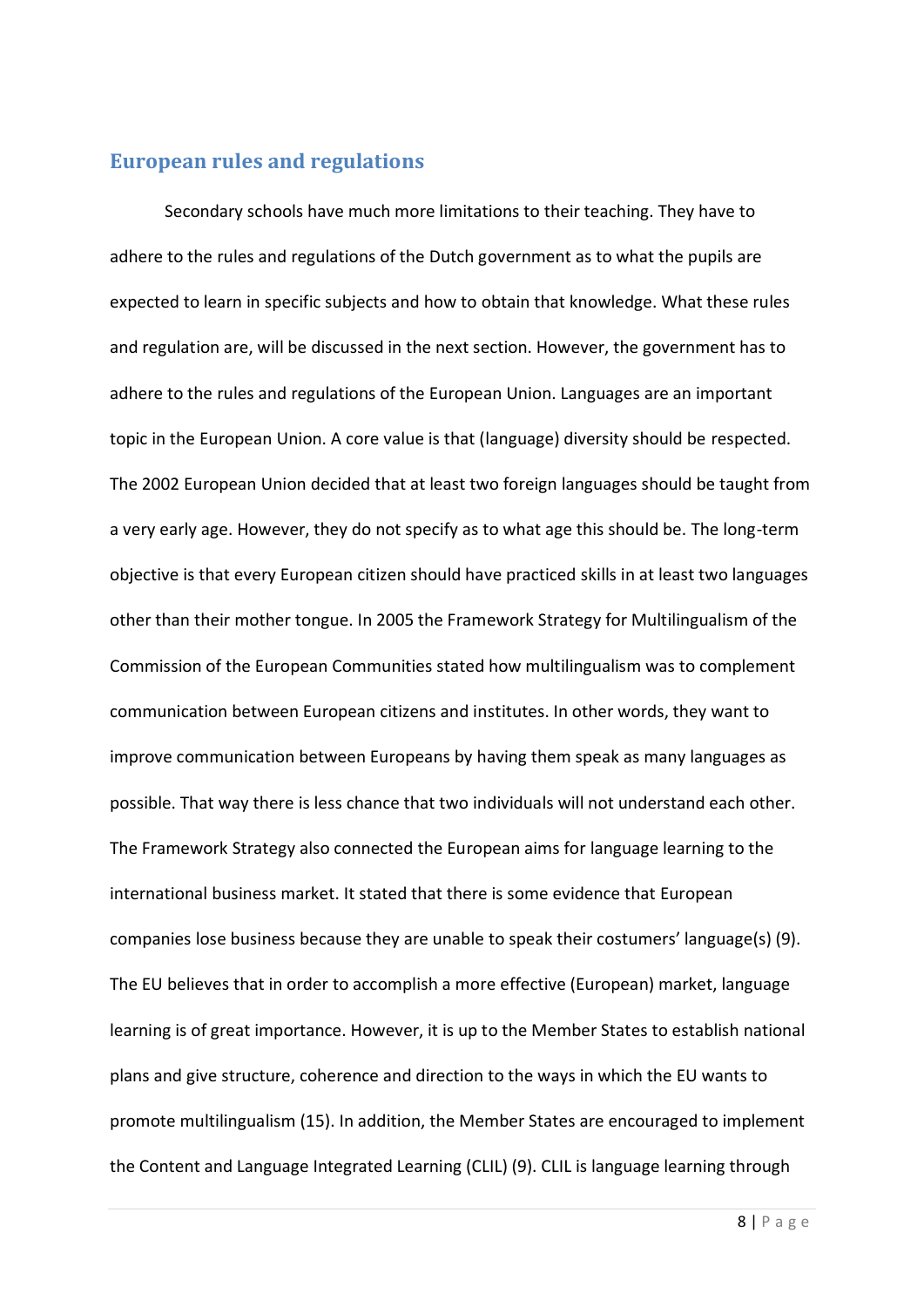## European rules and regulations

Secondary schools have much more limitations to their teaching. They have to adhere to the rules and regulations of the Dutch government as to what the pupils are expected to learn in specific subjects and how to obtain that knowledge. What these rules and regulation are, will be discussed in the next section. However, the government has to adhere to the rules and regulations of the European Union. Languages are an important topic in the European Union. A core value is that (language) diversity should be respected. The 2002 European Union decided that at least two foreign languages should be taught from a very early age. However, they do not specify as to what age this should be. The long-term objective is that every European citizen should have practiced skills in at least two languages other than their mother tongue. In 2005 the Framework Strategy for Multilingualism of the Commission of the European Communities stated how multilingualism was to complement communication between European citizens and institutes. In other words, they want to improve communication between Europeans by having them speak as many languages as possible. That way there is less chance that two individuals will not understand each other. The Framework Strategy also connected the European aims for language learning to the international business market. It stated that there is some evidence that European companies lose business because they are unable to speak their costumers' language(s) (9). The EU believes that in order to accomplish a more effective (European) market, language learning is of great importance. However, it is up to the Member States to establish national plans and give structure, coherence and direction to the ways in which the EU wants to promote multilingualism (15). In addition, the Member States are encouraged to implement the Content and Language Integrated Learning (CLIL) (9). CLIL is language learning through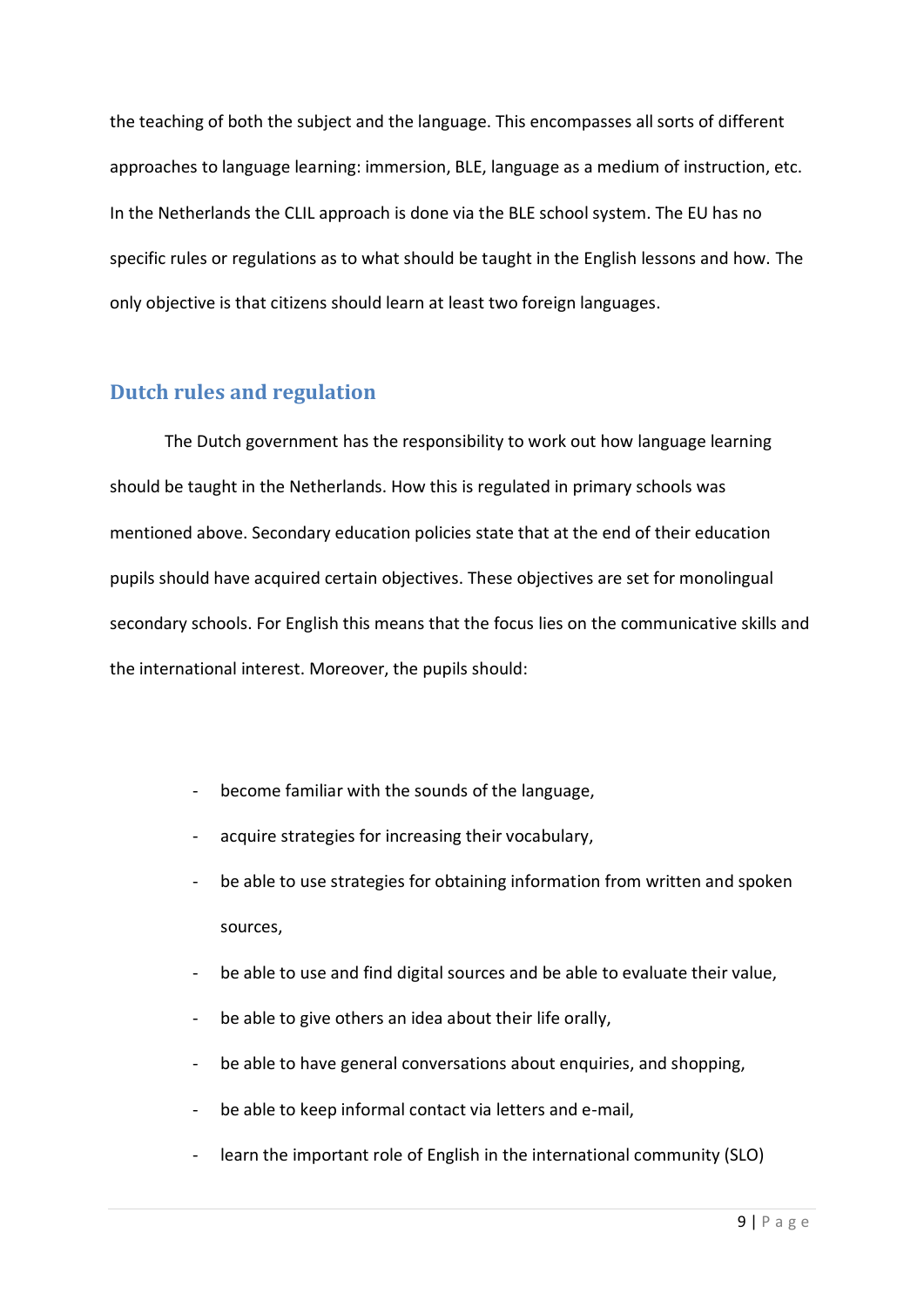the teaching of both the subject and the language. This encompasses all sorts of different approaches to language learning: immersion, BLE, language as a medium of instruction, etc. In the Netherlands the CLIL approach is done via the BLE school system. The EU has no specific rules or regulations as to what should be taught in the English lessons and how. The only objective is that citizens should learn at least two foreign languages.

## Dutch rules and regulation

The Dutch government has the responsibility to work out how language learning should be taught in the Netherlands. How this is regulated in primary schools was mentioned above. Secondary education policies state that at the end of their education pupils should have acquired certain objectives. These objectives are set for monolingual secondary schools. For English this means that the focus lies on the communicative skills and the international interest. Moreover, the pupils should:

- become familiar with the sounds of the language,
- acquire strategies for increasing their vocabulary,
- be able to use strategies for obtaining information from written and spoken sources,
- be able to use and find digital sources and be able to evaluate their value,
- be able to give others an idea about their life orally,
- be able to have general conversations about enquiries, and shopping,
- be able to keep informal contact via letters and e-mail,
- learn the important role of English in the international community (SLO)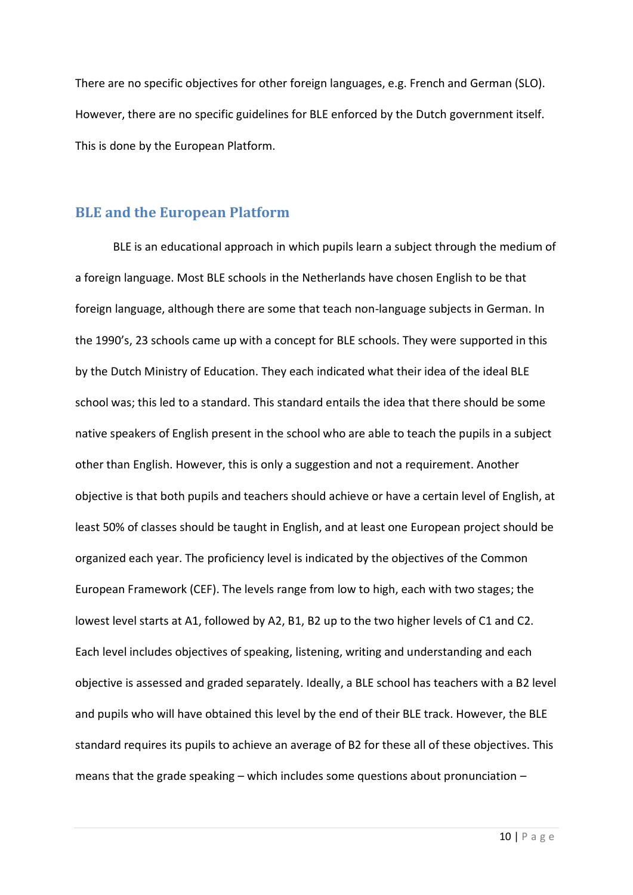There are no specific objectives for other foreign languages, e.g. French and German (SLO). However, there are no specific guidelines for BLE enforced by the Dutch government itself. This is done by the European Platform.

## BLE and the European Platform

BLE is an educational approach in which pupils learn a subject through the medium of a foreign language. Most BLE schools in the Netherlands have chosen English to be that foreign language, although there are some that teach non-language subjects in German. In the 1990's, 23 schools came up with a concept for BLE schools. They were supported in this by the Dutch Ministry of Education. They each indicated what their idea of the ideal BLE school was; this led to a standard. This standard entails the idea that there should be some native speakers of English present in the school who are able to teach the pupils in a subject other than English. However, this is only a suggestion and not a requirement. Another objective is that both pupils and teachers should achieve or have a certain level of English, at least 50% of classes should be taught in English, and at least one European project should be organized each year. The proficiency level is indicated by the objectives of the Common European Framework (CEF). The levels range from low to high, each with two stages; the lowest level starts at A1, followed by A2, B1, B2 up to the two higher levels of C1 and C2. Each level includes objectives of speaking, listening, writing and understanding and each objective is assessed and graded separately. Ideally, a BLE school has teachers with a B2 level and pupils who will have obtained this level by the end of their BLE track. However, the BLE standard requires its pupils to achieve an average of B2 for these all of these objectives. This means that the grade speaking – which includes some questions about pronunciation –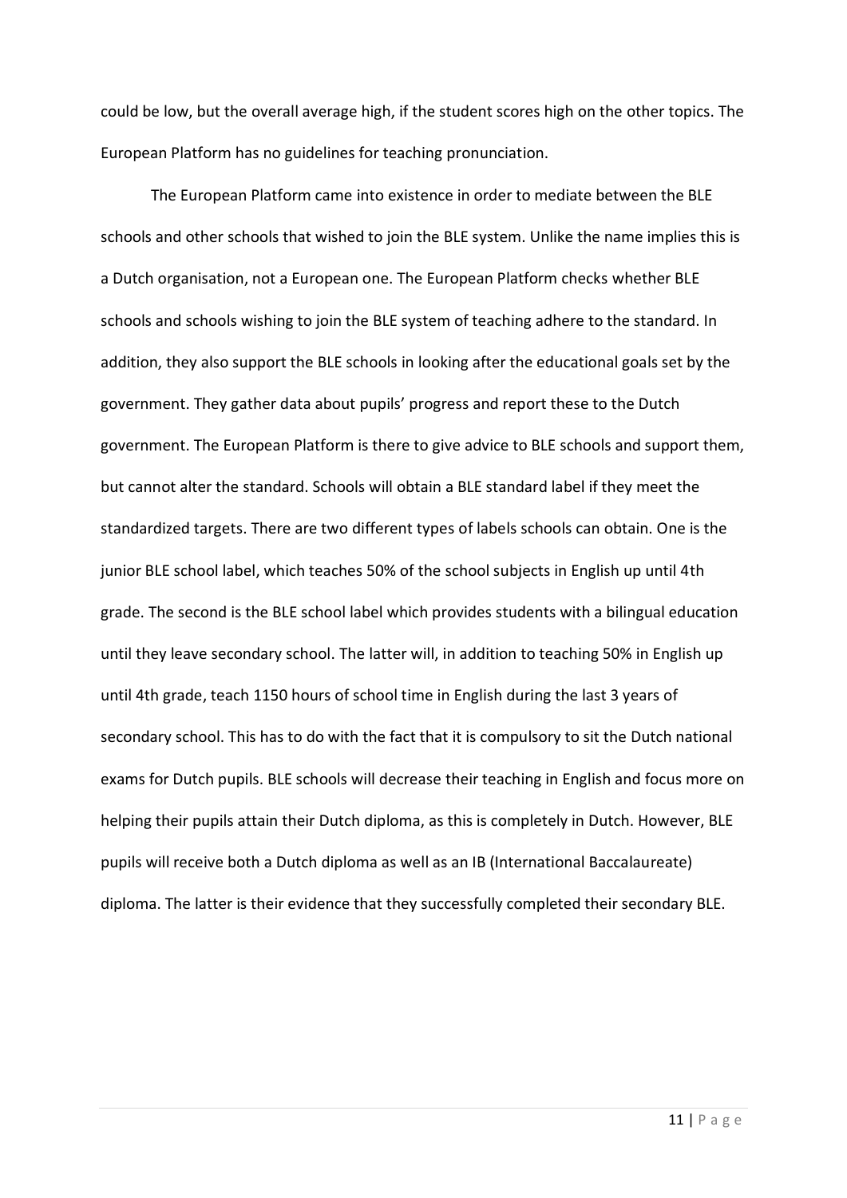could be low, but the overall average high, if the student scores high on the other topics. The European Platform has no guidelines for teaching pronunciation.

The European Platform came into existence in order to mediate between the BLE schools and other schools that wished to join the BLE system. Unlike the name implies this is a Dutch organisation, not a European one. The European Platform checks whether BLE schools and schools wishing to join the BLE system of teaching adhere to the standard. In addition, they also support the BLE schools in looking after the educational goals set by the government. They gather data about pupils' progress and report these to the Dutch government. The European Platform is there to give advice to BLE schools and support them, but cannot alter the standard. Schools will obtain a BLE standard label if they meet the standardized targets. There are two different types of labels schools can obtain. One is the junior BLE school label, which teaches 50% of the school subjects in English up until 4th grade. The second is the BLE school label which provides students with a bilingual education until they leave secondary school. The latter will, in addition to teaching 50% in English up until 4th grade, teach 1150 hours of school time in English during the last 3 years of secondary school. This has to do with the fact that it is compulsory to sit the Dutch national exams for Dutch pupils. BLE schools will decrease their teaching in English and focus more on helping their pupils attain their Dutch diploma, as this is completely in Dutch. However, BLE pupils will receive both a Dutch diploma as well as an IB (International Baccalaureate) diploma. The latter is their evidence that they successfully completed their secondary BLE.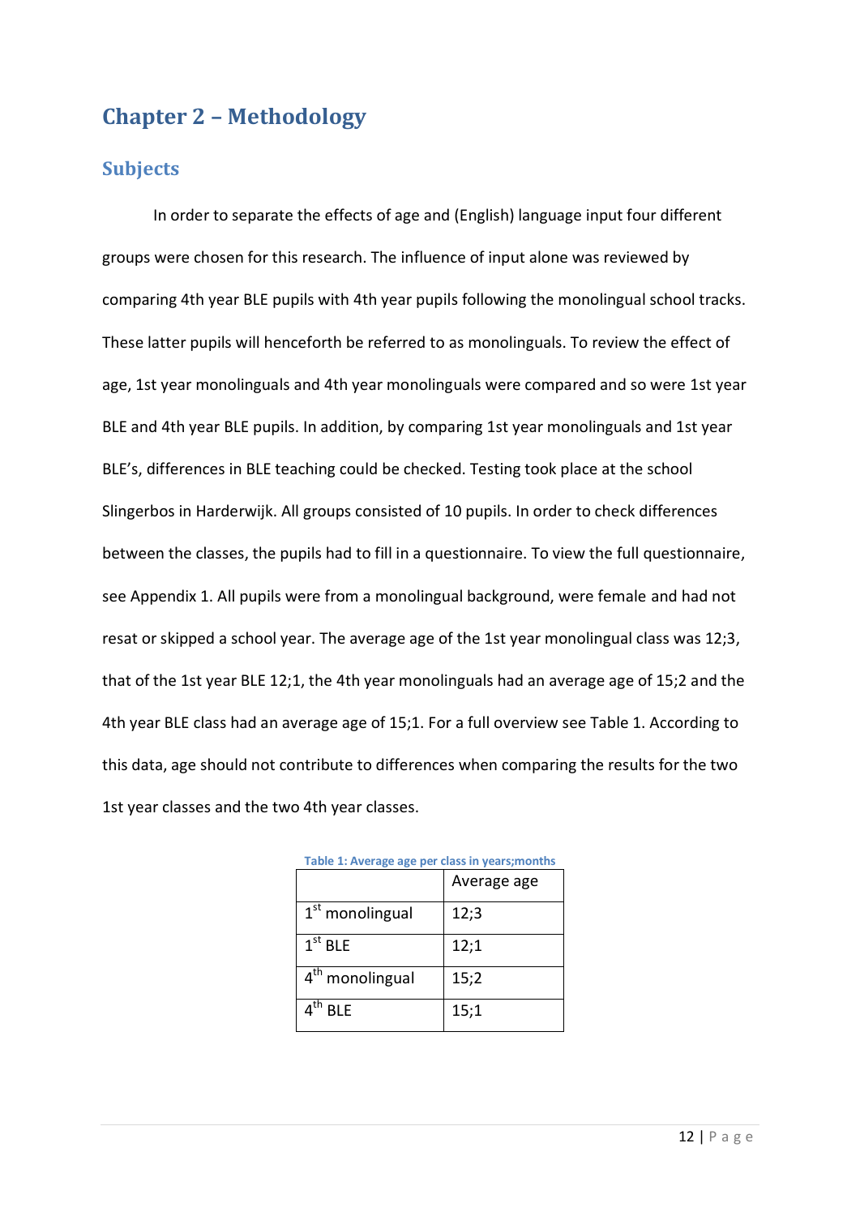# Chapter 2 – Methodology

## Subjects

In order to separate the effects of age and (English) language input four different groups were chosen for this research. The influence of input alone was reviewed by comparing 4th year BLE pupils with 4th year pupils following the monolingual school tracks. These latter pupils will henceforth be referred to as monolinguals. To review the effect of age, 1st year monolinguals and 4th year monolinguals were compared and so were 1st year BLE and 4th year BLE pupils. In addition, by comparing 1st year monolinguals and 1st year BLE's, differences in BLE teaching could be checked. Testing took place at the school Slingerbos in Harderwijk. All groups consisted of 10 pupils. In order to check differences between the classes, the pupils had to fill in a questionnaire. To view the full questionnaire, see Appendix 1. All pupils were from a monolingual background, were female and had not resat or skipped a school year. The average age of the 1st year monolingual class was 12;3, that of the 1st year BLE 12;1, the 4th year monolinguals had an average age of 15;2 and the 4th year BLE class had an average age of 15;1. For a full overview see Table 1. According to this data, age should not contribute to differences when comparing the results for the two 1st year classes and the two 4th year classes.

**Table 1: Average age per class in years;months**

| | Average age |
|---|---|
| 1st monolingual | 12;3 |
| 1st BLE | 12;1 |
| 4th monolingual | 15;2 |
| 4th BLE | 15;1 |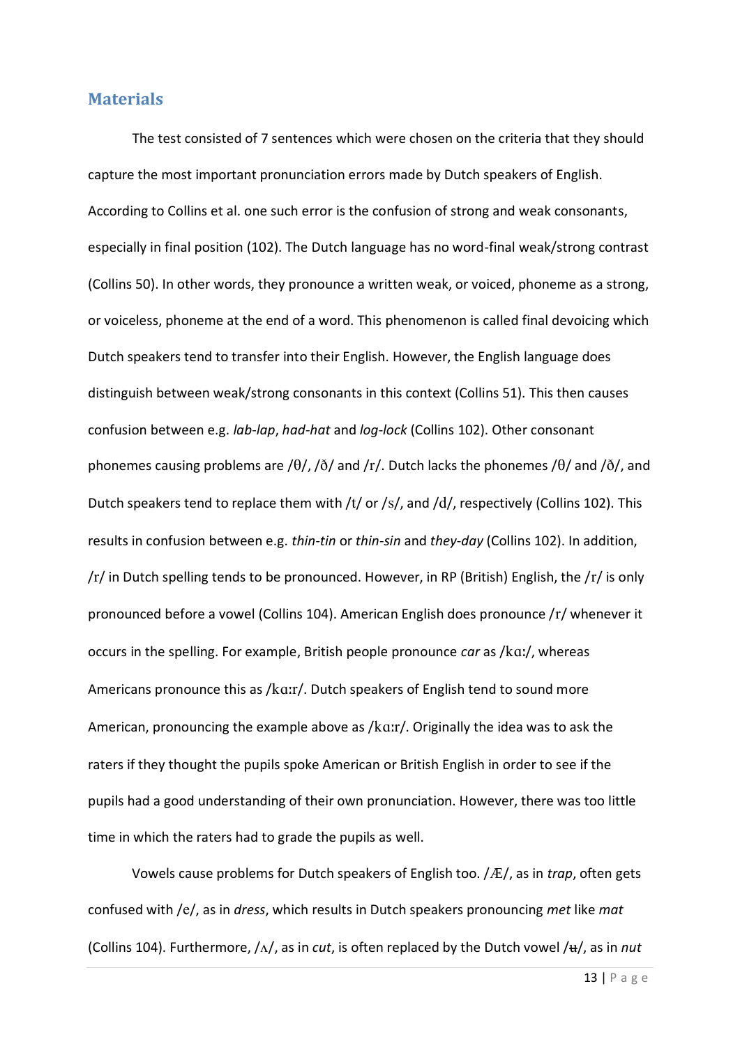## Materials

The test consisted of 7 sentences which were chosen on the criteria that they should capture the most important pronunciation errors made by Dutch speakers of English. According to Collins et al. one such error is the confusion of strong and weak consonants, especially in final position (102). The Dutch language has no word-final weak/strong contrast (Collins 50). In other words, they pronounce a written weak, or voiced, phoneme as a strong, or voiceless, phoneme at the end of a word. This phenomenon is called final devoicing which Dutch speakers tend to transfer into their English. However, the English language does distinguish between weak/strong consonants in this context (Collins 51). This then causes confusion between e.g. *lab-lap*, *had-hat* and *log-lock* (Collins 102). Other consonant phonemes causing problems are /θ/, /ð/ and /r/. Dutch lacks the phonemes /θ/ and /ð/, and Dutch speakers tend to replace them with /t/ or /s/, and /d/, respectively (Collins 102). This results in confusion between e.g. *thin-tin* or *thin-sin* and *they-day* (Collins 102). In addition, /r/ in Dutch spelling tends to be pronounced. However, in RP (British) English, the /r/ is only pronounced before a vowel (Collins 104). American English does pronounce /r/ whenever it occurs in the spelling. For example, British people pronounce *car* as /kɑː/, whereas Americans pronounce this as /kɑːr/. Dutch speakers of English tend to sound more American, pronouncing the example above as /kɑːr/. Originally the idea was to ask the raters if they thought the pupils spoke American or British English in order to see if the pupils had a good understanding of their own pronunciation. However, there was too little time in which the raters had to grade the pupils as well.

Vowels cause problems for Dutch speakers of English too. /Æ/, as in *trap*, often gets confused with /e/, as in *dress*, which results in Dutch speakers pronouncing *met* like *mat* (Collins 104). Furthermore, /ʌ/, as in *cut*, is often replaced by the Dutch vowel /ʉ/, as in *nut*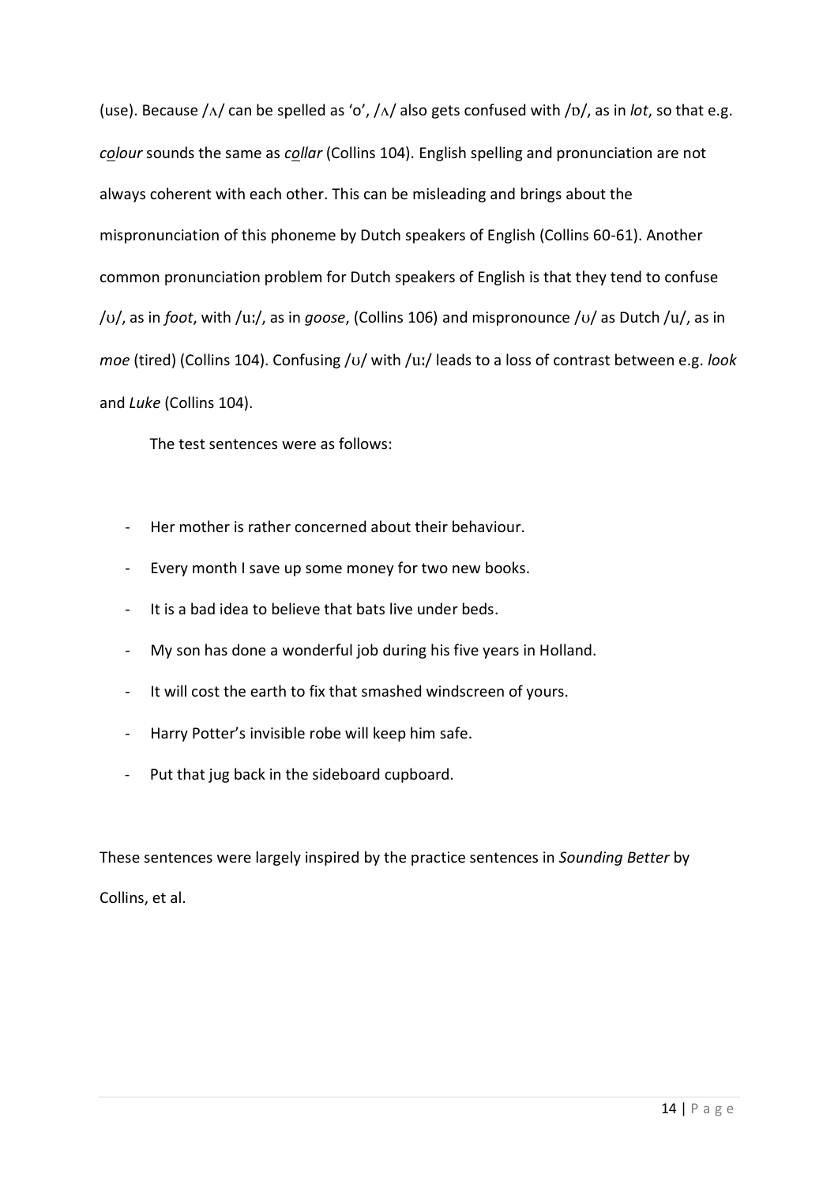(use). Because /ʌ/ can be spelled as ‘o’, /ʌ/ also gets confused with /ɒ/, as in *lot*, so that e.g. *colour* sounds the same as *collar* (Collins 104). English spelling and pronunciation are not always coherent with each other. This can be misleading and brings about the mispronunciation of this phoneme by Dutch speakers of English (Collins 60-61). Another common pronunciation problem for Dutch speakers of English is that they tend to confuse /ʊ/, as in *foot*, with /uː/, as in *goose*, (Collins 106) and mispronounce /ʊ/ as Dutch /u/, as in *moe* (tired) (Collins 104). Confusing /ʊ/ with /uː/ leads to a loss of contrast between e.g. *look* and *Luke* (Collins 104).

The test sentences were as follows:

- Her mother is rather concerned about their behaviour.
- Every month I save up some money for two new books.
- It is a bad idea to believe that bats live under beds.
- My son has done a wonderful job during his five years in Holland.
- It will cost the earth to fix that smashed windscreen of yours.
- Harry Potter’s invisible robe will keep him safe.
- Put that jug back in the sideboard cupboard.

These sentences were largely inspired by the practice sentences in *Sounding Better* by Collins, et al.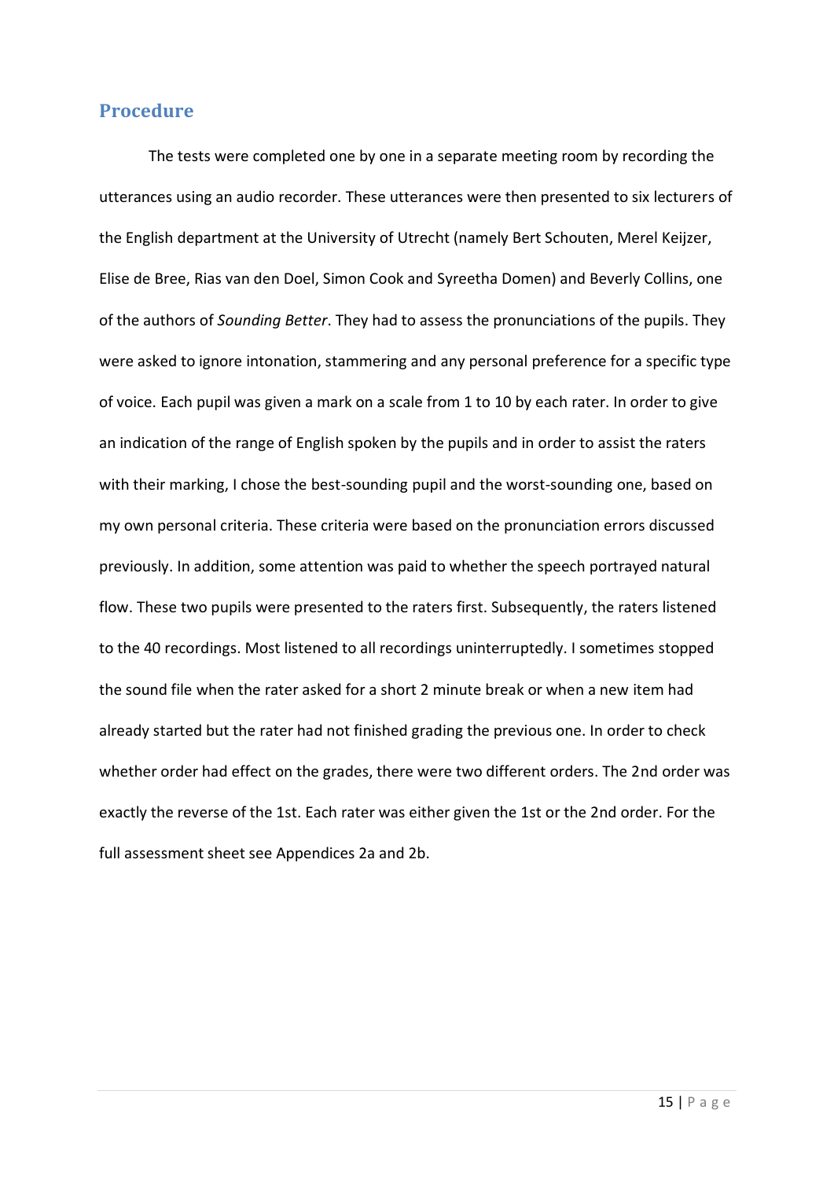## Procedure

The tests were completed one by one in a separate meeting room by recording the utterances using an audio recorder. These utterances were then presented to six lecturers of the English department at the University of Utrecht (namely Bert Schouten, Merel Keijzer, Elise de Bree, Rias van den Doel, Simon Cook and Syreetha Domen) and Beverly Collins, one of the authors of *Sounding Better*. They had to assess the pronunciations of the pupils. They were asked to ignore intonation, stammering and any personal preference for a specific type of voice. Each pupil was given a mark on a scale from 1 to 10 by each rater. In order to give an indication of the range of English spoken by the pupils and in order to assist the raters with their marking, I chose the best-sounding pupil and the worst-sounding one, based on my own personal criteria. These criteria were based on the pronunciation errors discussed previously. In addition, some attention was paid to whether the speech portrayed natural flow. These two pupils were presented to the raters first. Subsequently, the raters listened to the 40 recordings. Most listened to all recordings uninterruptedly. I sometimes stopped the sound file when the rater asked for a short 2 minute break or when a new item had already started but the rater had not finished grading the previous one. In order to check whether order had effect on the grades, there were two different orders. The 2nd order was exactly the reverse of the 1st. Each rater was either given the 1st or the 2nd order. For the full assessment sheet see Appendices 2a and 2b.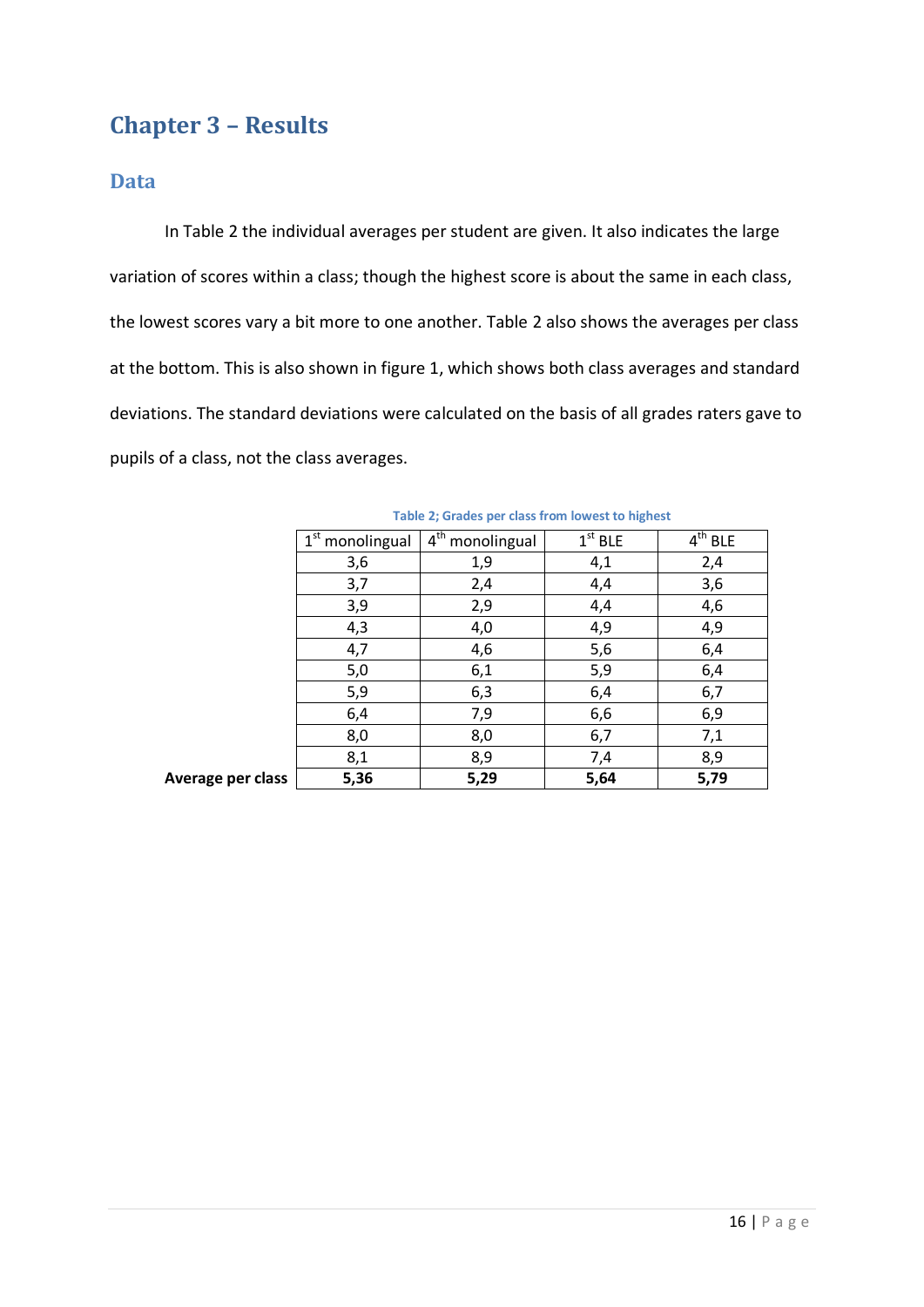# Chapter 3 – Results

## Data

In Table 2 the individual averages per student are given. It also indicates the large variation of scores within a class; though the highest score is about the same in each class, the lowest scores vary a bit more to one another. Table 2 also shows the averages per class at the bottom. This is also shown in figure 1, which shows both class averages and standard deviations. The standard deviations were calculated on the basis of all grades raters gave to pupils of a class, not the class averages.

Table 2; Grades per class from lowest to highest

| | 1st monolingual | 4th monolingual | 1st BLE | 4th BLE |
|---|---|---|---|---|
| | 3,6 | 1,9 | 4,1 | 2,4 |
| | 3,7 | 2,4 | 4,4 | 3,6 |
| | 3,9 | 2,9 | 4,4 | 4,6 |
| | 4,3 | 4,0 | 4,9 | 4,9 |
| | 4,7 | 4,6 | 5,6 | 6,4 |
| | 5,0 | 6,1 | 5,9 | 6,4 |
| | 5,9 | 6,3 | 6,4 | 6,7 |
| | 6,4 | 7,9 | 6,6 | 6,9 |
| | 8,0 | 8,0 | 6,7 | 7,1 |
| | 8,1 | 8,9 | 7,4 | 8,9 |
| **Average per class** | **5,36** | **5,29** | **5,64** | **5,79** |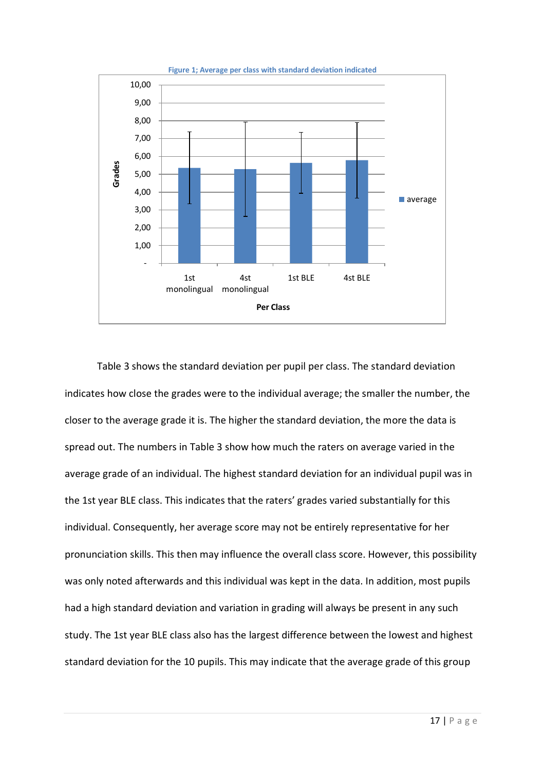**Figure 1; Average per class with standard deviation indicated**

Table 3 shows the standard deviation per pupil per class. The standard deviation indicates how close the grades were to the individual average; the smaller the number, the closer to the average grade it is. The higher the standard deviation, the more the data is spread out. The numbers in Table 3 show how much the raters on average varied in the average grade of an individual. The highest standard deviation for an individual pupil was in the 1st year BLE class. This indicates that the raters' grades varied substantially for this individual. Consequently, her average score may not be entirely representative for her pronunciation skills. This then may influence the overall class score. However, this possibility was only noted afterwards and this individual was kept in the data. In addition, most pupils had a high standard deviation and variation in grading will always be present in any such study. The 1st year BLE class also has the largest difference between the lowest and highest standard deviation for the 10 pupils. This may indicate that the average grade of this group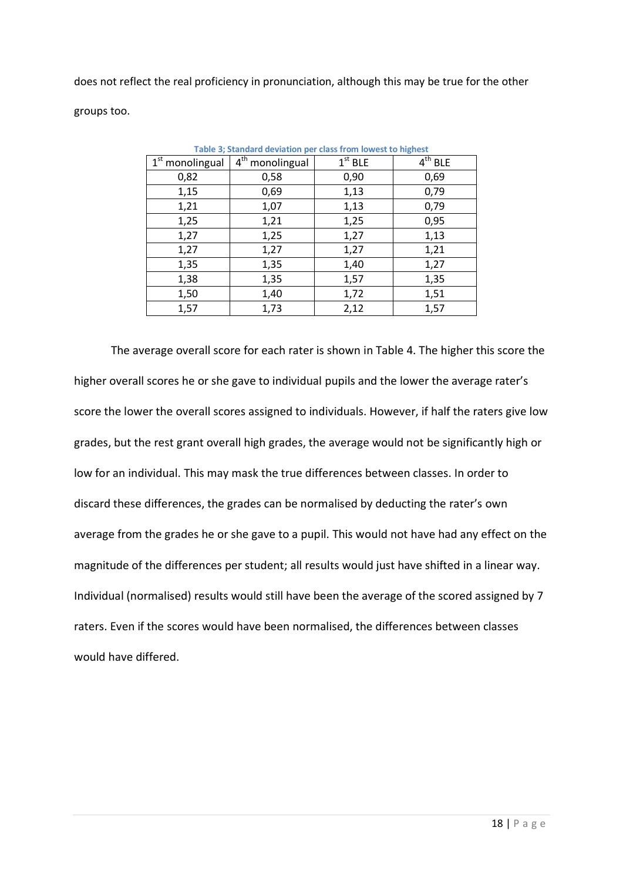does not reflect the real proficiency in pronunciation, although this may be true for the other groups too.

Table 3; Standard deviation per class from lowest to highest

| 1st monolingual | 4th monolingual | 1st BLE | 4th BLE |
|---|---|---|---|
| 0,82 | 0,58 | 0,90 | 0,69 |
| 1,15 | 0,69 | 1,13 | 0,79 |
| 1,21 | 1,07 | 1,13 | 0,79 |
| 1,25 | 1,21 | 1,25 | 0,95 |
| 1,27 | 1,25 | 1,27 | 1,13 |
| 1,27 | 1,27 | 1,27 | 1,21 |
| 1,35 | 1,35 | 1,40 | 1,27 |
| 1,38 | 1,35 | 1,57 | 1,35 |
| 1,50 | 1,40 | 1,72 | 1,51 |
| 1,57 | 1,73 | 2,12 | 1,57 |

The average overall score for each rater is shown in Table 4. The higher this score the higher overall scores he or she gave to individual pupils and the lower the average rater's score the lower the overall scores assigned to individuals. However, if half the raters give low grades, but the rest grant overall high grades, the average would not be significantly high or low for an individual. This may mask the true differences between classes. In order to discard these differences, the grades can be normalised by deducting the rater's own average from the grades he or she gave to a pupil. This would not have had any effect on the magnitude of the differences per student; all results would just have shifted in a linear way. Individual (normalised) results would still have been the average of the scored assigned by 7 raters. Even if the scores would have been normalised, the differences between classes would have differed.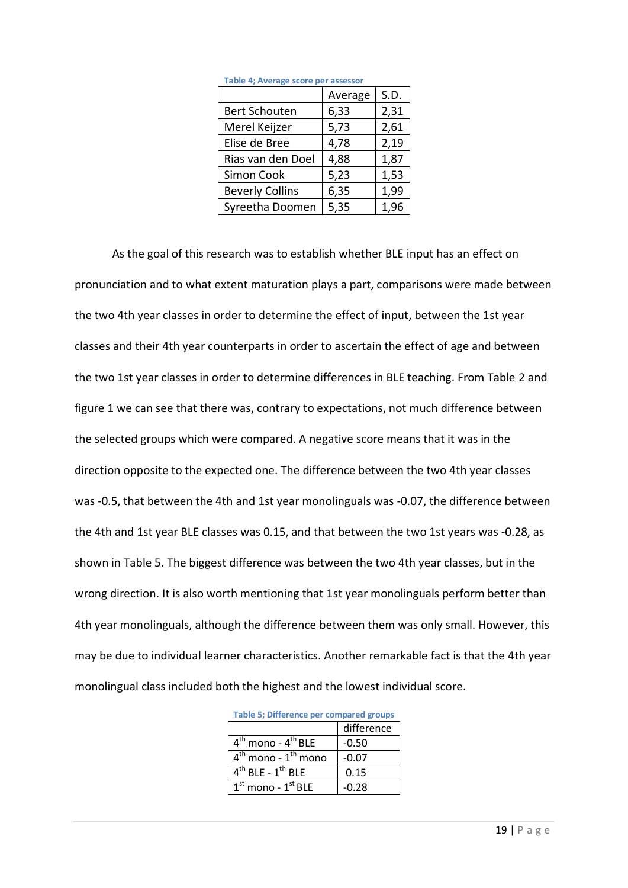Table 4; Average score per assessor

| | Average | S.D. |
|---|---|---|
| Bert Schouten | 6,33 | 2,31 |
| Merel Keijzer | 5,73 | 2,61 |
| Elise de Bree | 4,78 | 2,19 |
| Rias van den Doel | 4,88 | 1,87 |
| Simon Cook | 5,23 | 1,53 |
| Beverly Collins | 6,35 | 1,99 |
| Syreetha Doomen | 5,35 | 1,96 |

As the goal of this research was to establish whether BLE input has an effect on pronunciation and to what extent maturation plays a part, comparisons were made between the two 4th year classes in order to determine the effect of input, between the 1st year classes and their 4th year counterparts in order to ascertain the effect of age and between the two 1st year classes in order to determine differences in BLE teaching. From Table 2 and figure 1 we can see that there was, contrary to expectations, not much difference between the selected groups which were compared. A negative score means that it was in the direction opposite to the expected one. The difference between the two 4th year classes was -0.5, that between the 4th and 1st year monolinguals was -0.07, the difference between the 4th and 1st year BLE classes was 0.15, and that between the two 1st years was -0.28, as shown in Table 5. The biggest difference was between the two 4th year classes, but in the wrong direction. It is also worth mentioning that 1st year monolinguals perform better than 4th year monolinguals, although the difference between them was only small. However, this may be due to individual learner characteristics. Another remarkable fact is that the 4th year monolingual class included both the highest and the lowest individual score.

Table 5; Difference per compared groups

| | difference |
|---|---|
| 4th mono - 4th BLE | -0.50 |
| 4th mono - 1th mono | -0.07 |
| 4th BLE - 1th BLE | 0.15 |
| 1st mono - 1st BLE | -0.28 |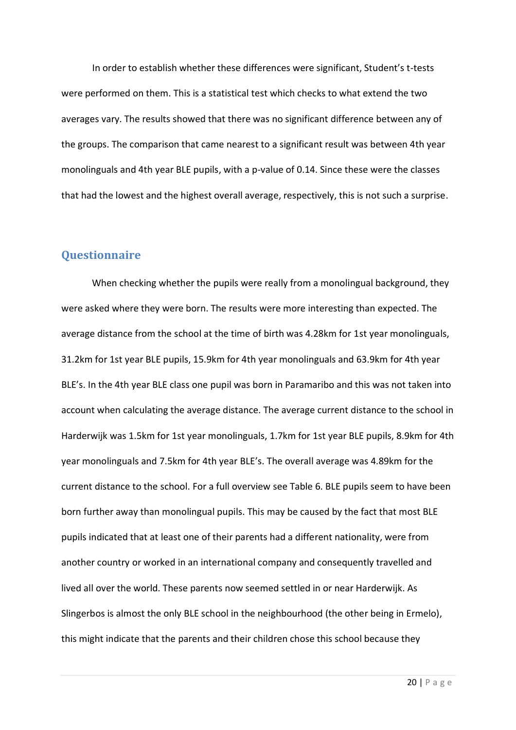In order to establish whether these differences were significant, Student's t-tests were performed on them. This is a statistical test which checks to what extend the two averages vary. The results showed that there was no significant difference between any of the groups. The comparison that came nearest to a significant result was between 4th year monolinguals and 4th year BLE pupils, with a p-value of 0.14. Since these were the classes that had the lowest and the highest overall average, respectively, this is not such a surprise.

## Questionnaire

When checking whether the pupils were really from a monolingual background, they were asked where they were born. The results were more interesting than expected. The average distance from the school at the time of birth was 4.28km for 1st year monolinguals, 31.2km for 1st year BLE pupils, 15.9km for 4th year monolinguals and 63.9km for 4th year BLE's. In the 4th year BLE class one pupil was born in Paramaribo and this was not taken into account when calculating the average distance. The average current distance to the school in Harderwijk was 1.5km for 1st year monolinguals, 1.7km for 1st year BLE pupils, 8.9km for 4th year monolinguals and 7.5km for 4th year BLE's. The overall average was 4.89km for the current distance to the school. For a full overview see Table 6. BLE pupils seem to have been born further away than monolingual pupils. This may be caused by the fact that most BLE pupils indicated that at least one of their parents had a different nationality, were from another country or worked in an international company and consequently travelled and lived all over the world. These parents now seemed settled in or near Harderwijk. As Slingerbos is almost the only BLE school in the neighbourhood (the other being in Ermelo), this might indicate that the parents and their children chose this school because they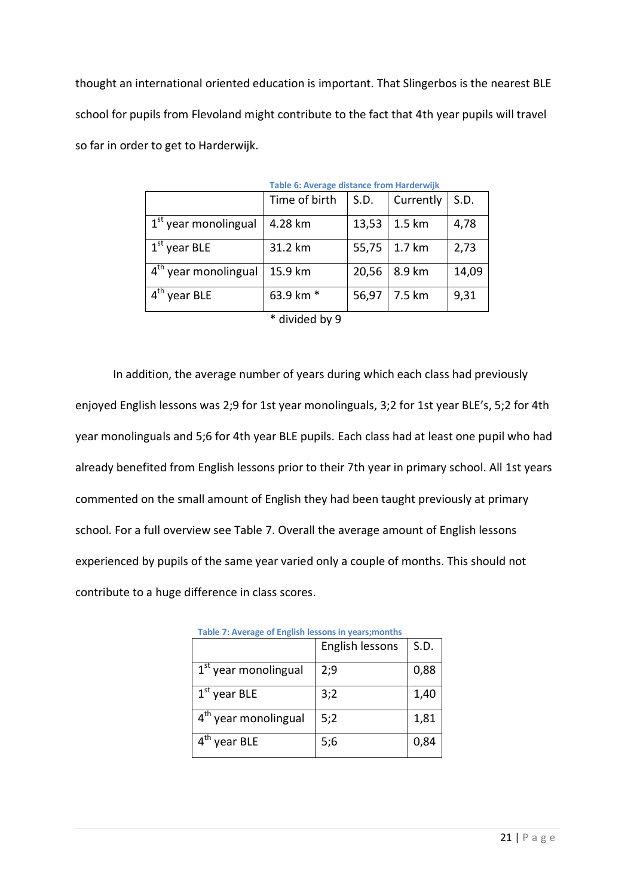thought an international oriented education is important. That Slingerbos is the nearest BLE school for pupils from Flevoland might contribute to the fact that 4th year pupils will travel so far in order to get to Harderwijk.

**Table 6: Average distance from Harderwijk**

| | Time of birth | S.D. | Currently | S.D. |
|---|---|---|---|---|
| 1st year monolingual | 4.28 km | 13,53 | 1.5 km | 4,78 |
| 1st year BLE | 31.2 km | 55,75 | 1.7 km | 2,73 |
| 4th year monolingual | 15.9 km | 20,56 | 8.9 km | 14,09 |
| 4th year BLE | 63.9 km * | 56,97 | 7.5 km | 9,31 |

\* divided by 9

In addition, the average number of years during which each class had previously enjoyed English lessons was 2;9 for 1st year monolinguals, 3;2 for 1st year BLE's, 5;2 for 4th year monolinguals and 5;6 for 4th year BLE pupils. Each class had at least one pupil who had already benefited from English lessons prior to their 7th year in primary school. All 1st years commented on the small amount of English they had been taught previously at primary school. For a full overview see Table 7. Overall the average amount of English lessons experienced by pupils of the same year varied only a couple of months. This should not contribute to a huge difference in class scores.

**Table 7: Average of English lessons in years;months**

| | English lessons | S.D. |
|---|---|---|
| 1st year monolingual | 2;9 | 0,88 |
| 1st year BLE | 3;2 | 1,40 |
| 4th year monolingual | 5;2 | 1,81 |
| 4th year BLE | 5;6 | 0,84 |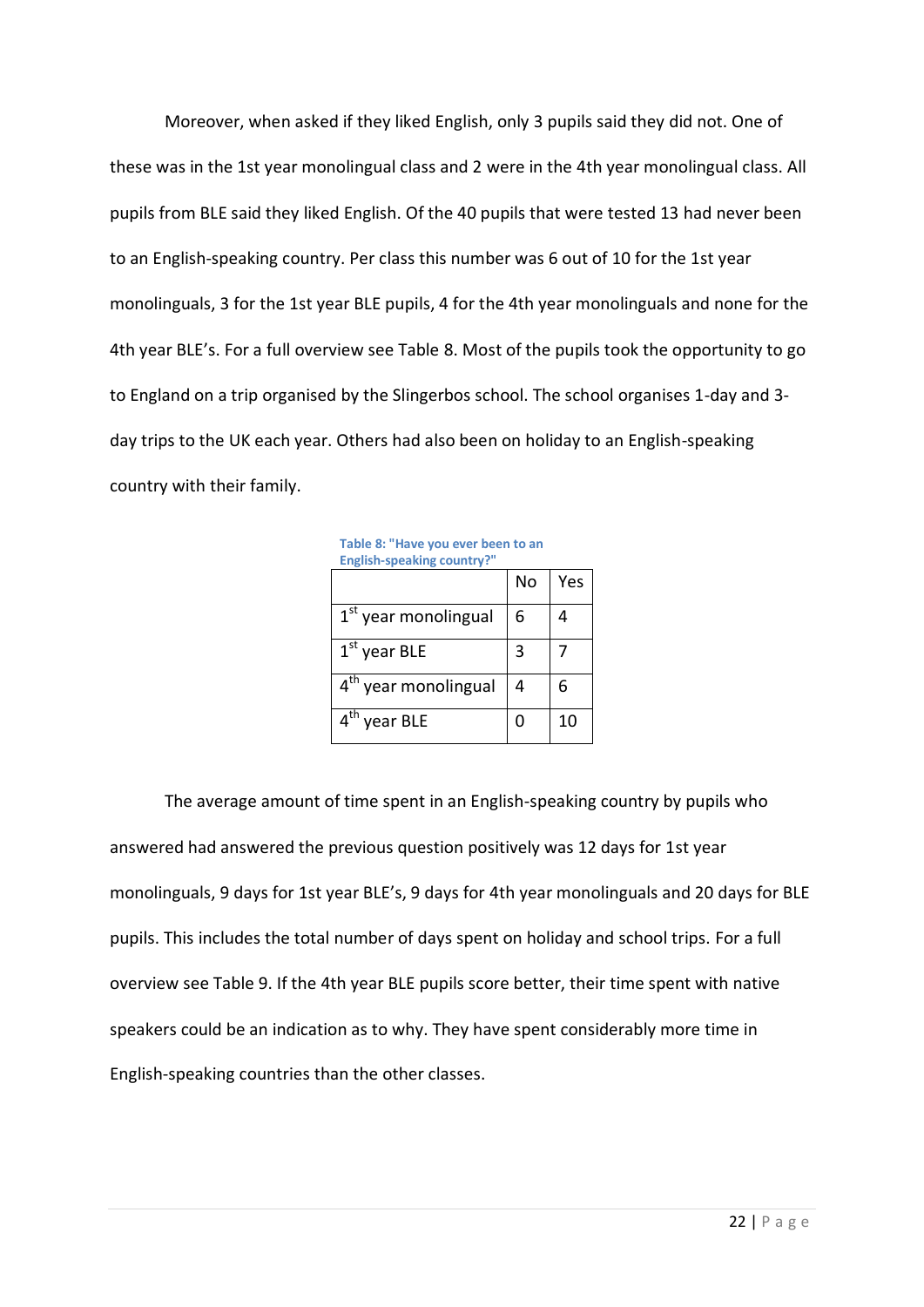Moreover, when asked if they liked English, only 3 pupils said they did not. One of these was in the 1st year monolingual class and 2 were in the 4th year monolingual class. All pupils from BLE said they liked English. Of the 40 pupils that were tested 13 had never been to an English-speaking country. Per class this number was 6 out of 10 for the 1st year monolinguals, 3 for the 1st year BLE pupils, 4 for the 4th year monolinguals and none for the 4th year BLE's. For a full overview see Table 8. Most of the pupils took the opportunity to go to England on a trip organised by the Slingerbos school. The school organises 1-day and 3-day trips to the UK each year. Others had also been on holiday to an English-speaking country with their family.

**Table 8: "Have you ever been to an English-speaking country?"**

| | No | Yes |
|---|---|---|
| 1st year monolingual | 6 | 4 |
| 1st year BLE | 3 | 7 |
| 4th year monolingual | 4 | 6 |
| 4th year BLE | 0 | 10 |

The average amount of time spent in an English-speaking country by pupils who answered had answered the previous question positively was 12 days for 1st year monolinguals, 9 days for 1st year BLE's, 9 days for 4th year monolinguals and 20 days for BLE pupils. This includes the total number of days spent on holiday and school trips. For a full overview see Table 9. If the 4th year BLE pupils score better, their time spent with native speakers could be an indication as to why. They have spent considerably more time in English-speaking countries than the other classes.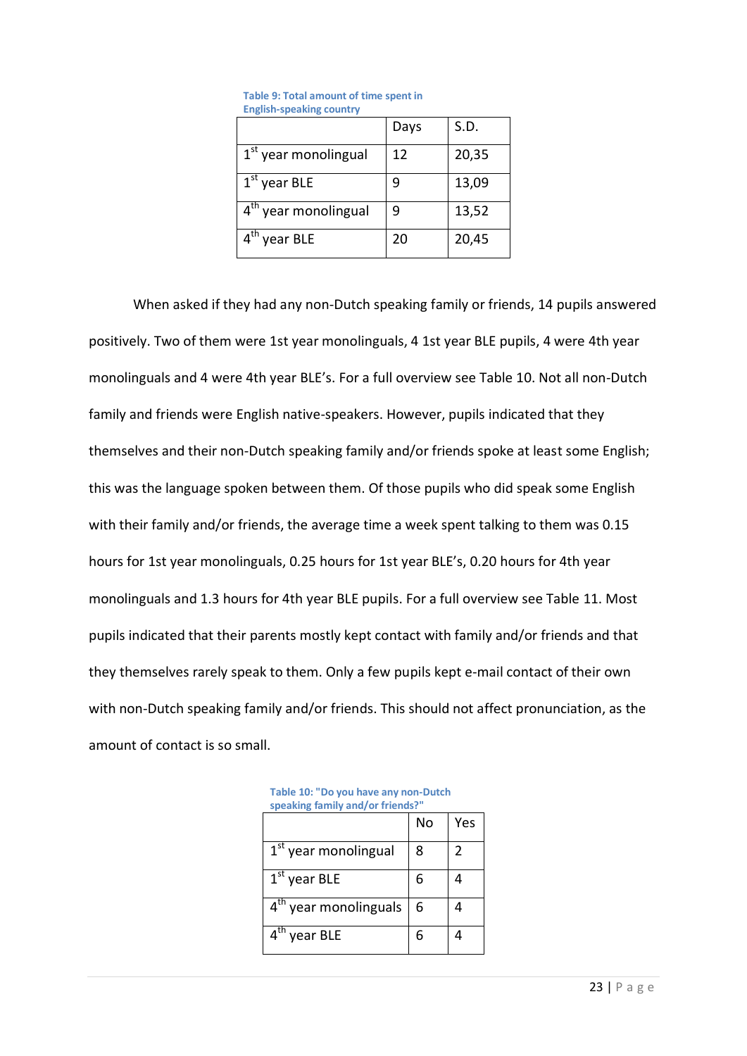Table 9: Total amount of time spent in English-speaking country

| | Days | S.D. |
|---|---|---|
| 1st year monolingual | 12 | 20,35 |
| 1st year BLE | 9 | 13,09 |
| 4th year monolingual | 9 | 13,52 |
| 4th year BLE | 20 | 20,45 |

When asked if they had any non-Dutch speaking family or friends, 14 pupils answered positively. Two of them were 1st year monolinguals, 4 1st year BLE pupils, 4 were 4th year monolinguals and 4 were 4th year BLE's. For a full overview see Table 10. Not all non-Dutch family and friends were English native-speakers. However, pupils indicated that they themselves and their non-Dutch speaking family and/or friends spoke at least some English; this was the language spoken between them. Of those pupils who did speak some English with their family and/or friends, the average time a week spent talking to them was 0.15 hours for 1st year monolinguals, 0.25 hours for 1st year BLE's, 0.20 hours for 4th year monolinguals and 1.3 hours for 4th year BLE pupils. For a full overview see Table 11. Most pupils indicated that their parents mostly kept contact with family and/or friends and that they themselves rarely speak to them. Only a few pupils kept e-mail contact of their own with non-Dutch speaking family and/or friends. This should not affect pronunciation, as the amount of contact is so small.

Table 10: "Do you have any non-Dutch speaking family and/or friends?"

| | No | Yes |
|---|---|---|
| 1st year monolingual | 8 | 2 |
| 1st year BLE | 6 | 4 |
| 4th year monolinguals | 6 | 4 |
| 4th year BLE | 6 | 4 |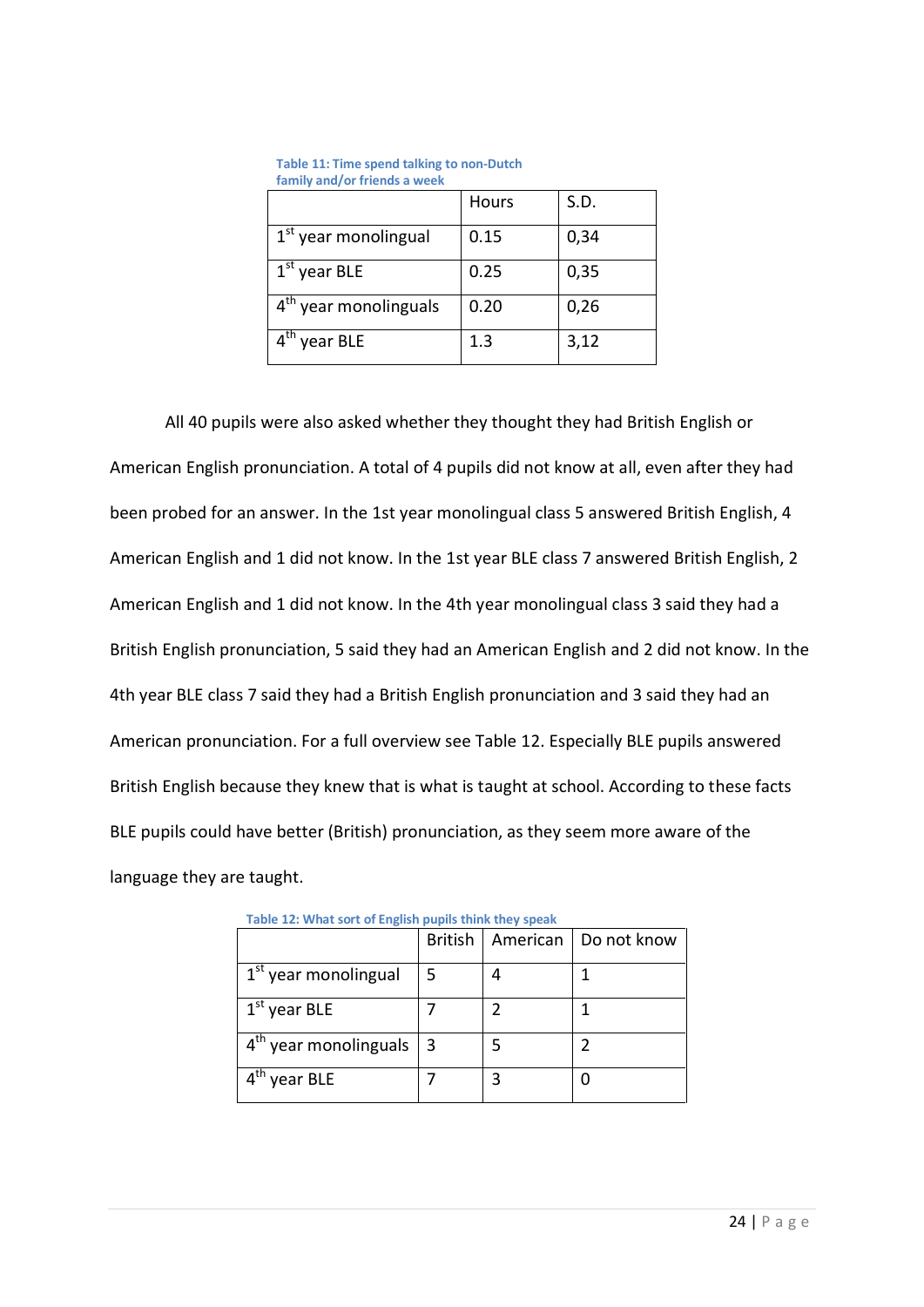Table 11: Time spend talking to non-Dutch family and/or friends a week

| | Hours | S.D. |
|---|---|---|
| 1st year monolingual | 0.15 | 0,34 |
| 1st year BLE | 0.25 | 0,35 |
| 4th year monolinguals | 0.20 | 0,26 |
| 4th year BLE | 1.3 | 3,12 |

All 40 pupils were also asked whether they thought they had British English or American English pronunciation. A total of 4 pupils did not know at all, even after they had been probed for an answer. In the 1st year monolingual class 5 answered British English, 4 American English and 1 did not know. In the 1st year BLE class 7 answered British English, 2 American English and 1 did not know. In the 4th year monolingual class 3 said they had a British English pronunciation, 5 said they had an American English and 2 did not know. In the 4th year BLE class 7 said they had a British English pronunciation and 3 said they had an American pronunciation. For a full overview see Table 12. Especially BLE pupils answered British English because they knew that is what is taught at school. According to these facts BLE pupils could have better (British) pronunciation, as they seem more aware of the language they are taught.

Table 12: What sort of English pupils think they speak

| | British | American | Do not know |
|---|---|---|---|
| 1st year monolingual | 5 | 4 | 1 |
| 1st year BLE | 7 | 2 | 1 |
| 4th year monolinguals | 3 | 5 | 2 |
| 4th year BLE | 7 | 3 | 0 |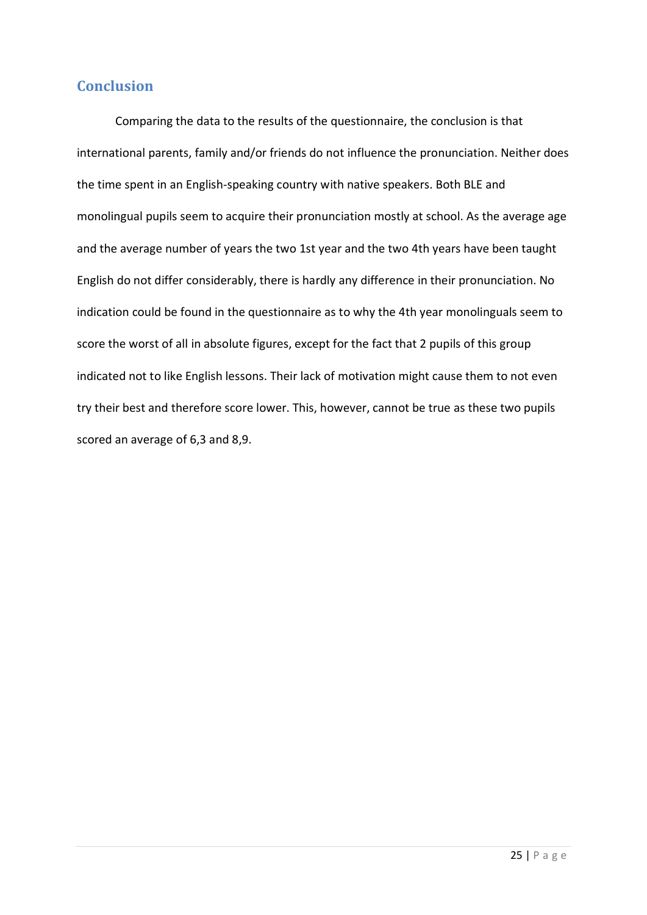## Conclusion

Comparing the data to the results of the questionnaire, the conclusion is that international parents, family and/or friends do not influence the pronunciation. Neither does the time spent in an English-speaking country with native speakers. Both BLE and monolingual pupils seem to acquire their pronunciation mostly at school. As the average age and the average number of years the two 1st year and the two 4th years have been taught English do not differ considerably, there is hardly any difference in their pronunciation. No indication could be found in the questionnaire as to why the 4th year monolinguals seem to score the worst of all in absolute figures, except for the fact that 2 pupils of this group indicated not to like English lessons. Their lack of motivation might cause them to not even try their best and therefore score lower. This, however, cannot be true as these two pupils scored an average of 6,3 and 8,9.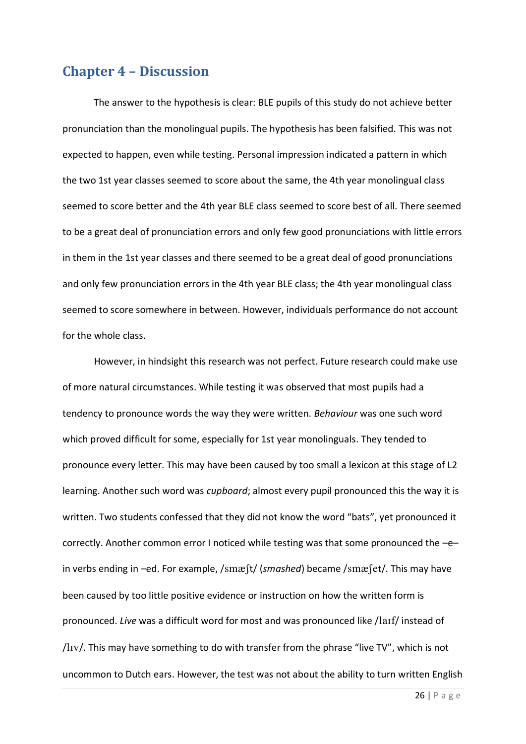# Chapter 4 – Discussion

The answer to the hypothesis is clear: BLE pupils of this study do not achieve better pronunciation than the monolingual pupils. The hypothesis has been falsified. This was not expected to happen, even while testing. Personal impression indicated a pattern in which the two 1st year classes seemed to score about the same, the 4th year monolingual class seemed to score better and the 4th year BLE class seemed to score best of all. There seemed to be a great deal of pronunciation errors and only few good pronunciations with little errors in them in the 1st year classes and there seemed to be a great deal of good pronunciations and only few pronunciation errors in the 4th year BLE class; the 4th year monolingual class seemed to score somewhere in between. However, individuals performance do not account for the whole class.

However, in hindsight this research was not perfect. Future research could make use of more natural circumstances. While testing it was observed that most pupils had a tendency to pronounce words the way they were written. *Behaviour* was one such word which proved difficult for some, especially for 1st year monolinguals. They tended to pronounce every letter. This may have been caused by too small a lexicon at this stage of L2 learning. Another such word was *cupboard*; almost every pupil pronounced this the way it is written. Two students confessed that they did not know the word "bats", yet pronounced it correctly. Another common error I noticed while testing was that some pronounced the –e– in verbs ending in –ed. For example, /smæʃt/ (*smashed*) became /smæʃet/. This may have been caused by too little positive evidence or instruction on how the written form is pronounced. *Live* was a difficult word for most and was pronounced like /laɪf/ instead of /lɪv/. This may have something to do with transfer from the phrase "live TV", which is not uncommon to Dutch ears. However, the test was not about the ability to turn written English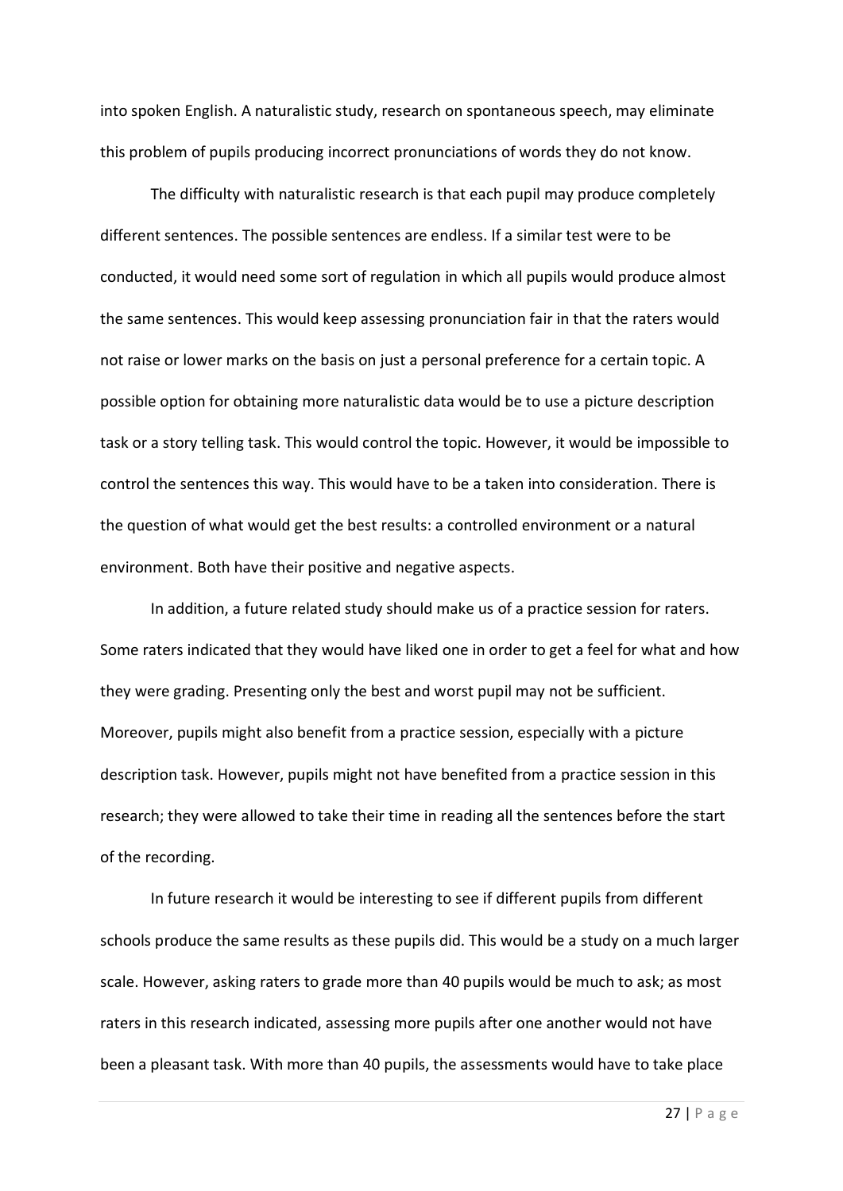into spoken English. A naturalistic study, research on spontaneous speech, may eliminate this problem of pupils producing incorrect pronunciations of words they do not know.

The difficulty with naturalistic research is that each pupil may produce completely different sentences. The possible sentences are endless. If a similar test were to be conducted, it would need some sort of regulation in which all pupils would produce almost the same sentences. This would keep assessing pronunciation fair in that the raters would not raise or lower marks on the basis on just a personal preference for a certain topic. A possible option for obtaining more naturalistic data would be to use a picture description task or a story telling task. This would control the topic. However, it would be impossible to control the sentences this way. This would have to be a taken into consideration. There is the question of what would get the best results: a controlled environment or a natural environment. Both have their positive and negative aspects.

In addition, a future related study should make us of a practice session for raters. Some raters indicated that they would have liked one in order to get a feel for what and how they were grading. Presenting only the best and worst pupil may not be sufficient. Moreover, pupils might also benefit from a practice session, especially with a picture description task. However, pupils might not have benefited from a practice session in this research; they were allowed to take their time in reading all the sentences before the start of the recording.

In future research it would be interesting to see if different pupils from different schools produce the same results as these pupils did. This would be a study on a much larger scale. However, asking raters to grade more than 40 pupils would be much to ask; as most raters in this research indicated, assessing more pupils after one another would not have been a pleasant task. With more than 40 pupils, the assessments would have to take place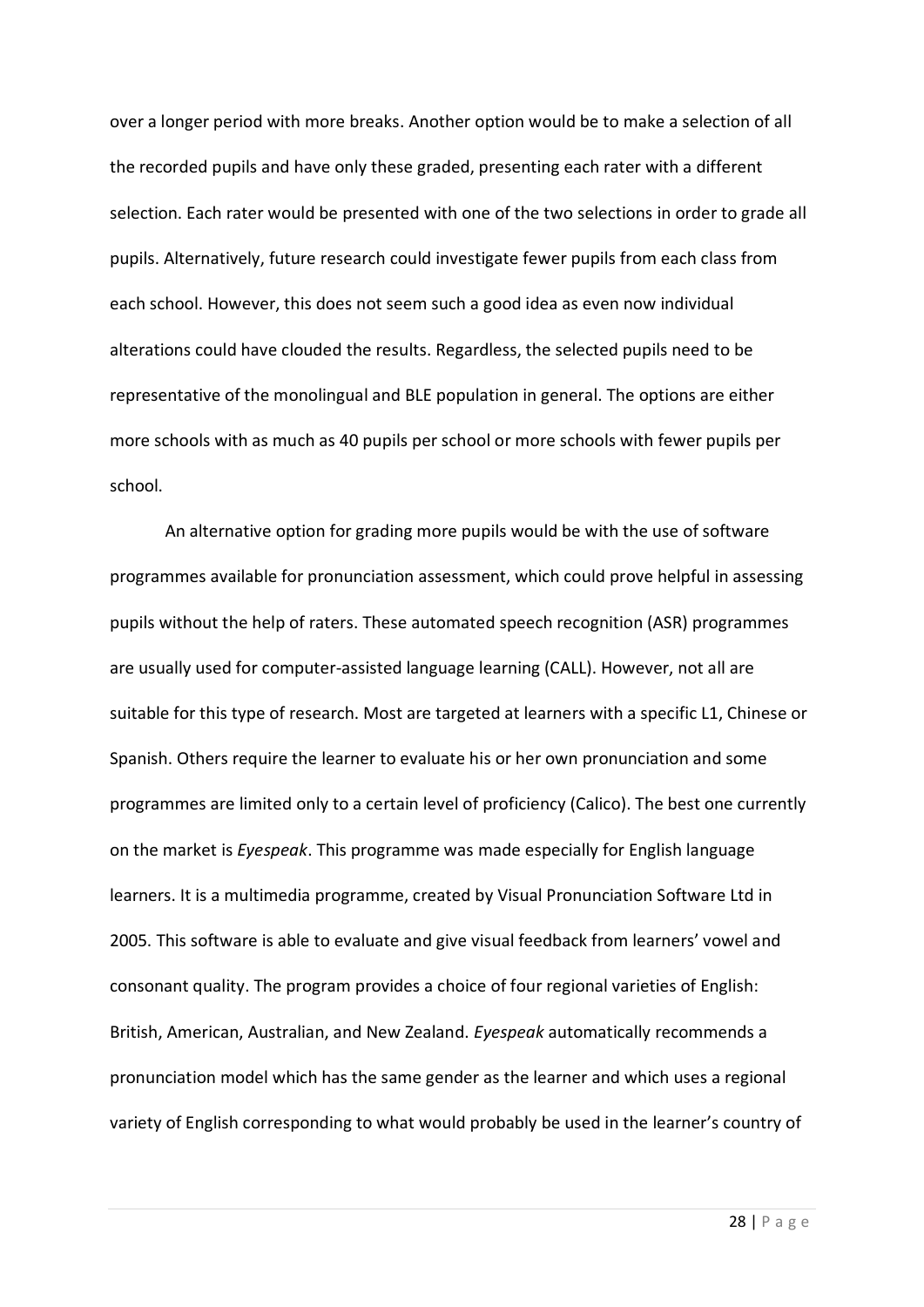over a longer period with more breaks. Another option would be to make a selection of all the recorded pupils and have only these graded, presenting each rater with a different selection. Each rater would be presented with one of the two selections in order to grade all pupils. Alternatively, future research could investigate fewer pupils from each class from each school. However, this does not seem such a good idea as even now individual alterations could have clouded the results. Regardless, the selected pupils need to be representative of the monolingual and BLE population in general. The options are either more schools with as much as 40 pupils per school or more schools with fewer pupils per school.

An alternative option for grading more pupils would be with the use of software programmes available for pronunciation assessment, which could prove helpful in assessing pupils without the help of raters. These automated speech recognition (ASR) programmes are usually used for computer-assisted language learning (CALL). However, not all are suitable for this type of research. Most are targeted at learners with a specific L1, Chinese or Spanish. Others require the learner to evaluate his or her own pronunciation and some programmes are limited only to a certain level of proficiency (Calico). The best one currently on the market is *Eyespeak*. This programme was made especially for English language learners. It is a multimedia programme, created by Visual Pronunciation Software Ltd in 2005. This software is able to evaluate and give visual feedback from learners' vowel and consonant quality. The program provides a choice of four regional varieties of English: British, American, Australian, and New Zealand. *Eyespeak* automatically recommends a pronunciation model which has the same gender as the learner and which uses a regional variety of English corresponding to what would probably be used in the learner's country of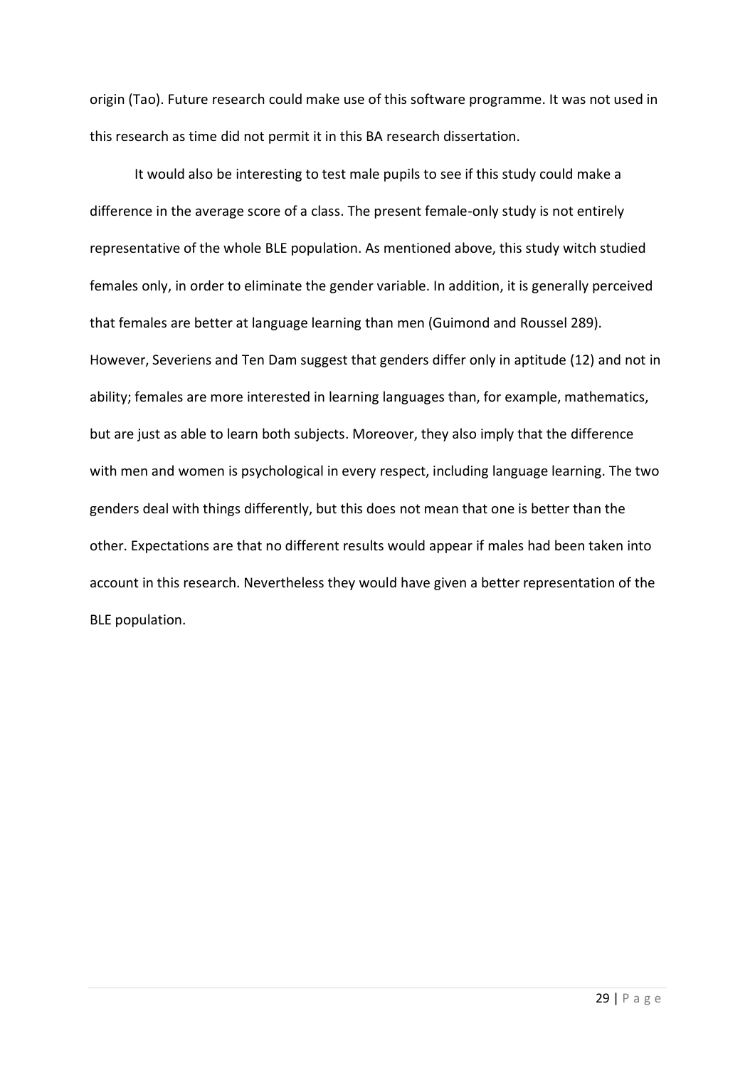origin (Tao). Future research could make use of this software programme. It was not used in this research as time did not permit it in this BA research dissertation.

It would also be interesting to test male pupils to see if this study could make a difference in the average score of a class. The present female-only study is not entirely representative of the whole BLE population. As mentioned above, this study witch studied females only, in order to eliminate the gender variable. In addition, it is generally perceived that females are better at language learning than men (Guimond and Roussel 289). However, Severiens and Ten Dam suggest that genders differ only in aptitude (12) and not in ability; females are more interested in learning languages than, for example, mathematics, but are just as able to learn both subjects. Moreover, they also imply that the difference with men and women is psychological in every respect, including language learning. The two genders deal with things differently, but this does not mean that one is better than the other. Expectations are that no different results would appear if males had been taken into account in this research. Nevertheless they would have given a better representation of the BLE population.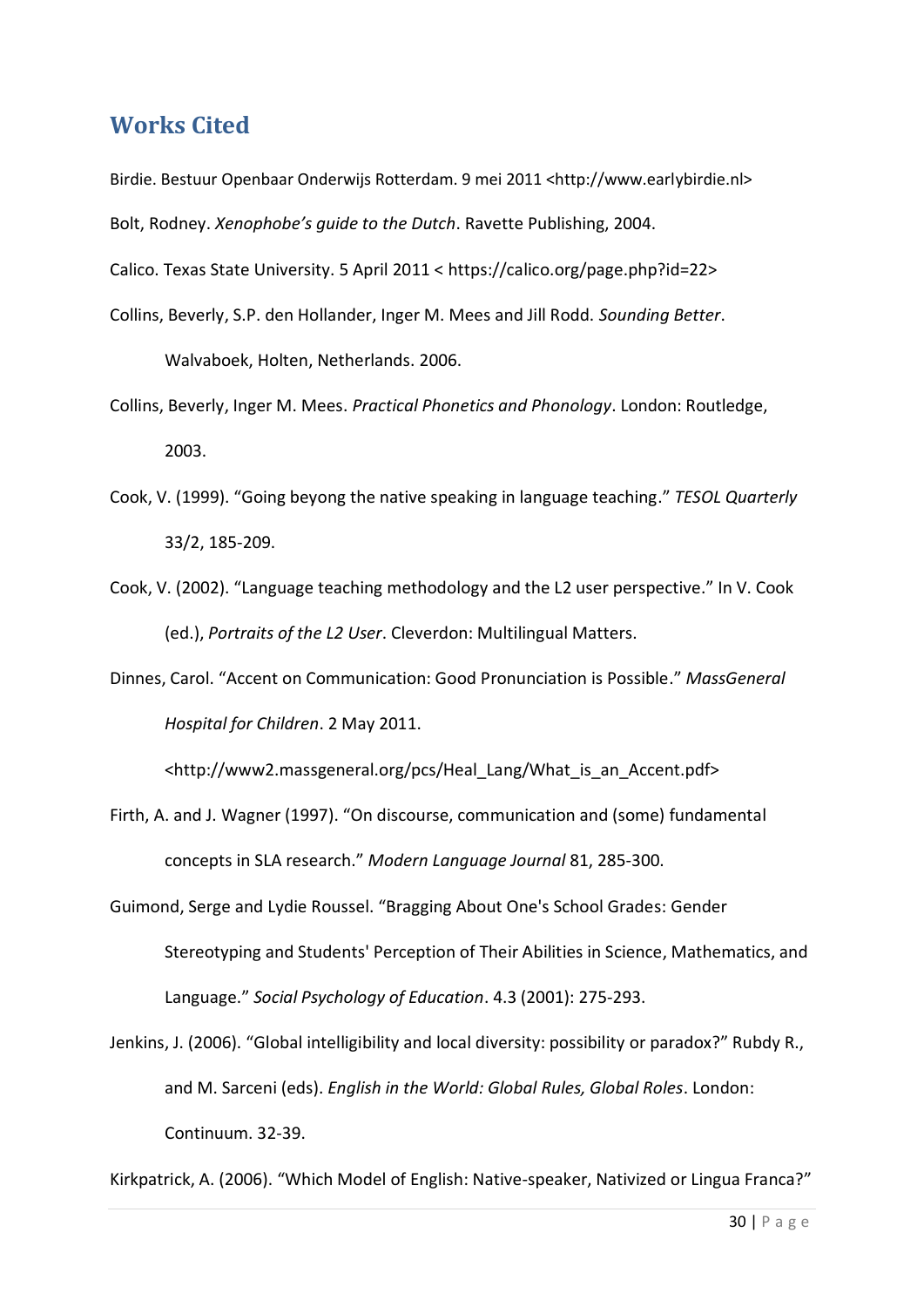## Works Cited

Birdie. Bestuur Openbaar Onderwijs Rotterdam. 9 mei 2011 <http://www.earlybirdie.nl>

Bolt, Rodney. *Xenophobe's guide to the Dutch*. Ravette Publishing, 2004.

Calico. Texas State University. 5 April 2011 < https://calico.org/page.php?id=22>

Collins, Beverly, S.P. den Hollander, Inger M. Mees and Jill Rodd. *Sounding Better*. Walvaboek, Holten, Netherlands. 2006.

Collins, Beverly, Inger M. Mees. *Practical Phonetics and Phonology*. London: Routledge, 2003.

Cook, V. (1999). "Going beyong the native speaking in language teaching." *TESOL Quarterly* 33/2, 185-209.

Cook, V. (2002). "Language teaching methodology and the L2 user perspective." In V. Cook (ed.), *Portraits of the L2 User*. Cleverdon: Multilingual Matters.

Dinnes, Carol. "Accent on Communication: Good Pronunciation is Possible." *MassGeneral Hospital for Children*. 2 May 2011. <http://www2.massgeneral.org/pcs/Heal_Lang/What_is_an_Accent.pdf>

Firth, A. and J. Wagner (1997). "On discourse, communication and (some) fundamental concepts in SLA research." *Modern Language Journal* 81, 285-300.

Guimond, Serge and Lydie Roussel. "Bragging About One's School Grades: Gender Stereotyping and Students' Perception of Their Abilities in Science, Mathematics, and Language." *Social Psychology of Education*. 4.3 (2001): 275-293.

Jenkins, J. (2006). "Global intelligibility and local diversity: possibility or paradox?" Rubdy R., and M. Sarceni (eds). *English in the World: Global Rules, Global Roles*. London: Continuum. 32-39.

Kirkpatrick, A. (2006). "Which Model of English: Native-speaker, Nativized or Lingua Franca?"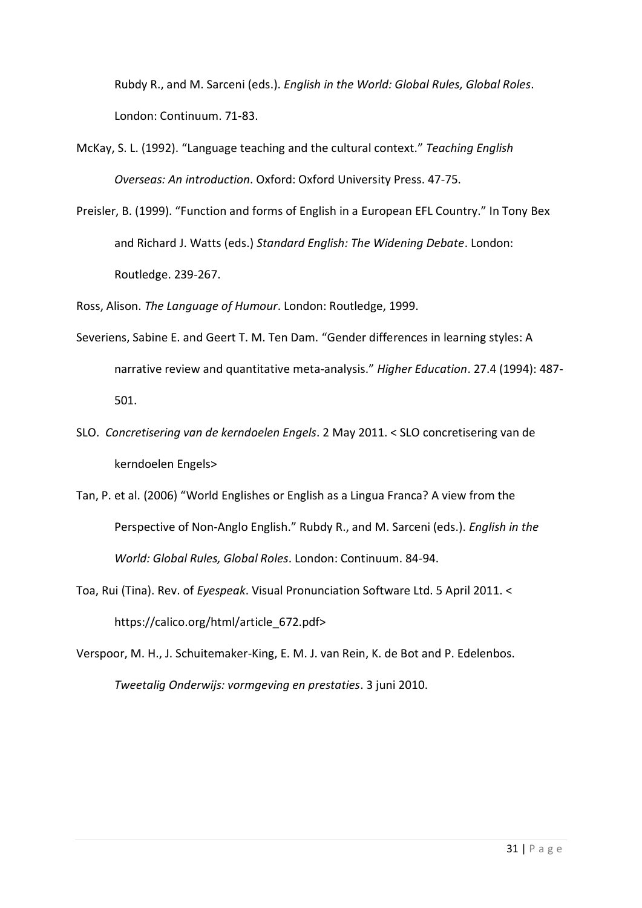Rubdy R., and M. Sarceni (eds.). *English in the World: Global Rules, Global Roles*. London: Continuum. 71-83.

McKay, S. L. (1992). "Language teaching and the cultural context." *Teaching English Overseas: An introduction*. Oxford: Oxford University Press. 47-75.

Preisler, B. (1999). "Function and forms of English in a European EFL Country." In Tony Bex and Richard J. Watts (eds.) *Standard English: The Widening Debate*. London: Routledge. 239-267.

Ross, Alison. *The Language of Humour*. London: Routledge, 1999.

Severiens, Sabine E. and Geert T. M. Ten Dam. "Gender differences in learning styles: A narrative review and quantitative meta-analysis." *Higher Education*. 27.4 (1994): 487-501.

SLO. *Concretisering van de kerndoelen Engels*. 2 May 2011. < SLO concretisering van de kerndoelen Engels>

Tan, P. et al. (2006) "World Englishes or English as a Lingua Franca? A view from the Perspective of Non-Anglo English." Rubdy R., and M. Sarceni (eds.). *English in the World: Global Rules, Global Roles*. London: Continuum. 84-94.

Toa, Rui (Tina). Rev. of *Eyespeak*. Visual Pronunciation Software Ltd. 5 April 2011. < https://calico.org/html/article_672.pdf>

Verspoor, M. H., J. Schuitemaker-King, E. M. J. van Rein, K. de Bot and P. Edelenbos. *Tweetalig Onderwijs: vormgeving en prestaties*. 3 juni 2010.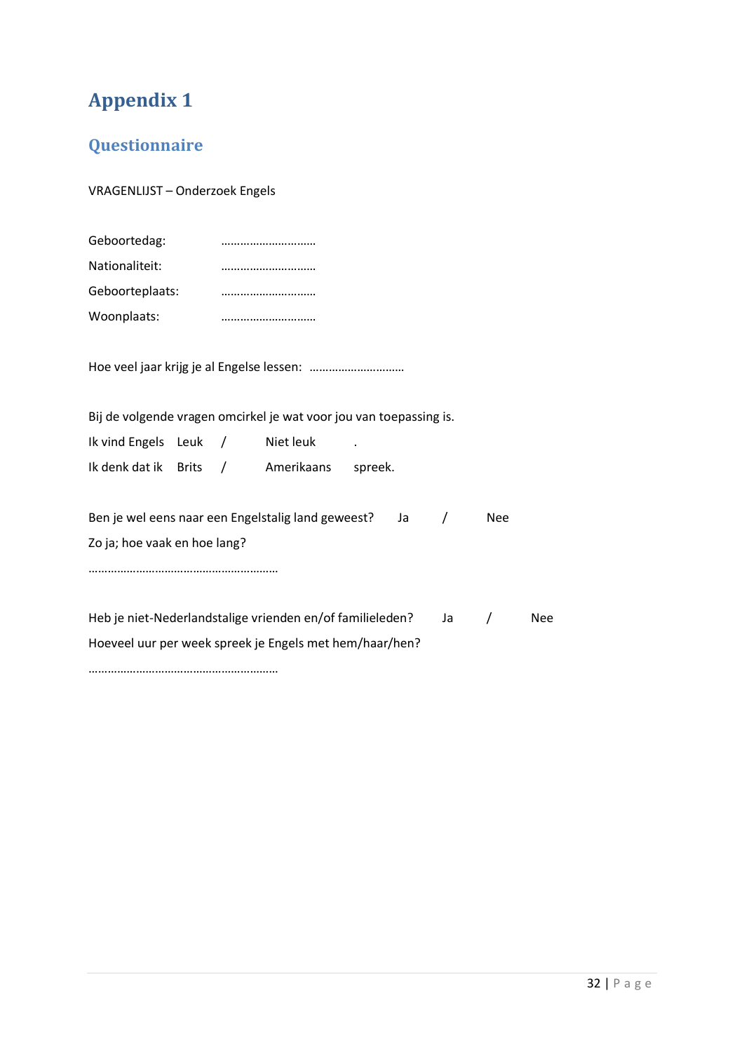# Appendix 1

## Questionnaire

VRAGENLIJST – Onderzoek Engels

Geboortedag: …………………………

Nationaliteit: …………………………

Geboorteplaats: …………………………

Woonplaats: …………………………

Hoe veel jaar krijg je al Engelse lessen: …………………………

Bij de volgende vragen omcirkel je wat voor jou van toepassing is.

Ik vind Engels Leuk / Niet leuk .

Ik denk dat ik Brits / Amerikaans spreek.

Ben je wel eens naar een Engelstalig land geweest? Ja / Nee

Zo ja; hoe vaak en hoe lang?

…………………………………………………

Heb je niet-Nederlandstalige vrienden en/of familieleden? Ja / Nee

Hoeveel uur per week spreek je Engels met hem/haar/hen?

…………………………………………………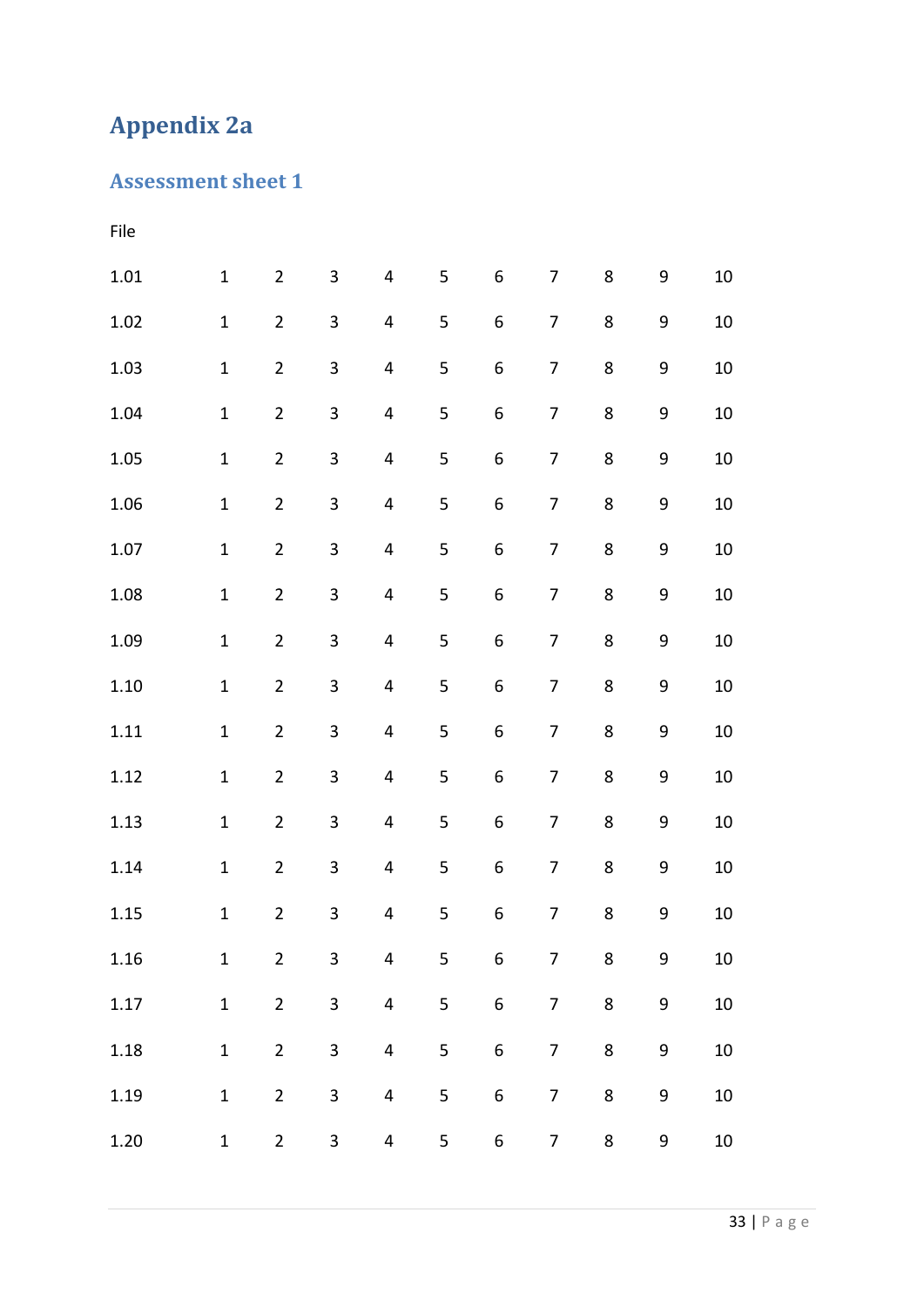# Appendix 2a

## Assessment sheet 1

| File | | | | | | | | | | |
|---|---|---|---|---|---|---|---|---|---|---|
| 1.01 | 1 | 2 | 3 | 4 | 5 | 6 | 7 | 8 | 9 | 10 |
| 1.02 | 1 | 2 | 3 | 4 | 5 | 6 | 7 | 8 | 9 | 10 |
| 1.03 | 1 | 2 | 3 | 4 | 5 | 6 | 7 | 8 | 9 | 10 |
| 1.04 | 1 | 2 | 3 | 4 | 5 | 6 | 7 | 8 | 9 | 10 |
| 1.05 | 1 | 2 | 3 | 4 | 5 | 6 | 7 | 8 | 9 | 10 |
| 1.06 | 1 | 2 | 3 | 4 | 5 | 6 | 7 | 8 | 9 | 10 |
| 1.07 | 1 | 2 | 3 | 4 | 5 | 6 | 7 | 8 | 9 | 10 |
| 1.08 | 1 | 2 | 3 | 4 | 5 | 6 | 7 | 8 | 9 | 10 |
| 1.09 | 1 | 2 | 3 | 4 | 5 | 6 | 7 | 8 | 9 | 10 |
| 1.10 | 1 | 2 | 3 | 4 | 5 | 6 | 7 | 8 | 9 | 10 |
| 1.11 | 1 | 2 | 3 | 4 | 5 | 6 | 7 | 8 | 9 | 10 |
| 1.12 | 1 | 2 | 3 | 4 | 5 | 6 | 7 | 8 | 9 | 10 |
| 1.13 | 1 | 2 | 3 | 4 | 5 | 6 | 7 | 8 | 9 | 10 |
| 1.14 | 1 | 2 | 3 | 4 | 5 | 6 | 7 | 8 | 9 | 10 |
| 1.15 | 1 | 2 | 3 | 4 | 5 | 6 | 7 | 8 | 9 | 10 |
| 1.16 | 1 | 2 | 3 | 4 | 5 | 6 | 7 | 8 | 9 | 10 |
| 1.17 | 1 | 2 | 3 | 4 | 5 | 6 | 7 | 8 | 9 | 10 |
| 1.18 | 1 | 2 | 3 | 4 | 5 | 6 | 7 | 8 | 9 | 10 |
| 1.19 | 1 | 2 | 3 | 4 | 5 | 6 | 7 | 8 | 9 | 10 |
| 1.20 | 1 | 2 | 3 | 4 | 5 | 6 | 7 | 8 | 9 | 10 |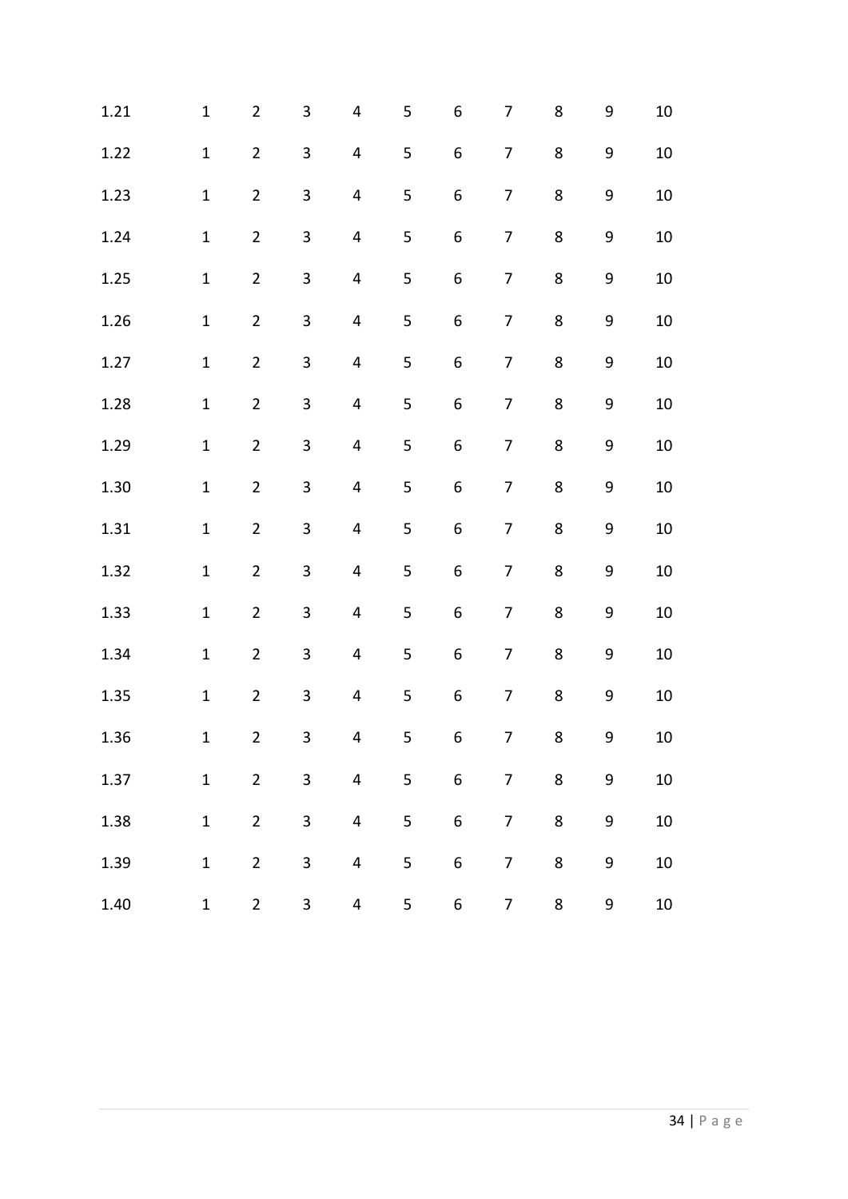| | | | | | | | | | | |
|---|---|---|---|---|---|---|---|---|---|---|
| 1.21 | 1 | 2 | 3 | 4 | 5 | 6 | 7 | 8 | 9 | 10 |
| 1.22 | 1 | 2 | 3 | 4 | 5 | 6 | 7 | 8 | 9 | 10 |
| 1.23 | 1 | 2 | 3 | 4 | 5 | 6 | 7 | 8 | 9 | 10 |
| 1.24 | 1 | 2 | 3 | 4 | 5 | 6 | 7 | 8 | 9 | 10 |
| 1.25 | 1 | 2 | 3 | 4 | 5 | 6 | 7 | 8 | 9 | 10 |
| 1.26 | 1 | 2 | 3 | 4 | 5 | 6 | 7 | 8 | 9 | 10 |
| 1.27 | 1 | 2 | 3 | 4 | 5 | 6 | 7 | 8 | 9 | 10 |
| 1.28 | 1 | 2 | 3 | 4 | 5 | 6 | 7 | 8 | 9 | 10 |
| 1.29 | 1 | 2 | 3 | 4 | 5 | 6 | 7 | 8 | 9 | 10 |
| 1.30 | 1 | 2 | 3 | 4 | 5 | 6 | 7 | 8 | 9 | 10 |
| 1.31 | 1 | 2 | 3 | 4 | 5 | 6 | 7 | 8 | 9 | 10 |
| 1.32 | 1 | 2 | 3 | 4 | 5 | 6 | 7 | 8 | 9 | 10 |
| 1.33 | 1 | 2 | 3 | 4 | 5 | 6 | 7 | 8 | 9 | 10 |
| 1.34 | 1 | 2 | 3 | 4 | 5 | 6 | 7 | 8 | 9 | 10 |
| 1.35 | 1 | 2 | 3 | 4 | 5 | 6 | 7 | 8 | 9 | 10 |
| 1.36 | 1 | 2 | 3 | 4 | 5 | 6 | 7 | 8 | 9 | 10 |
| 1.37 | 1 | 2 | 3 | 4 | 5 | 6 | 7 | 8 | 9 | 10 |
| 1.38 | 1 | 2 | 3 | 4 | 5 | 6 | 7 | 8 | 9 | 10 |
| 1.39 | 1 | 2 | 3 | 4 | 5 | 6 | 7 | 8 | 9 | 10 |
| 1.40 | 1 | 2 | 3 | 4 | 5 | 6 | 7 | 8 | 9 | 10 |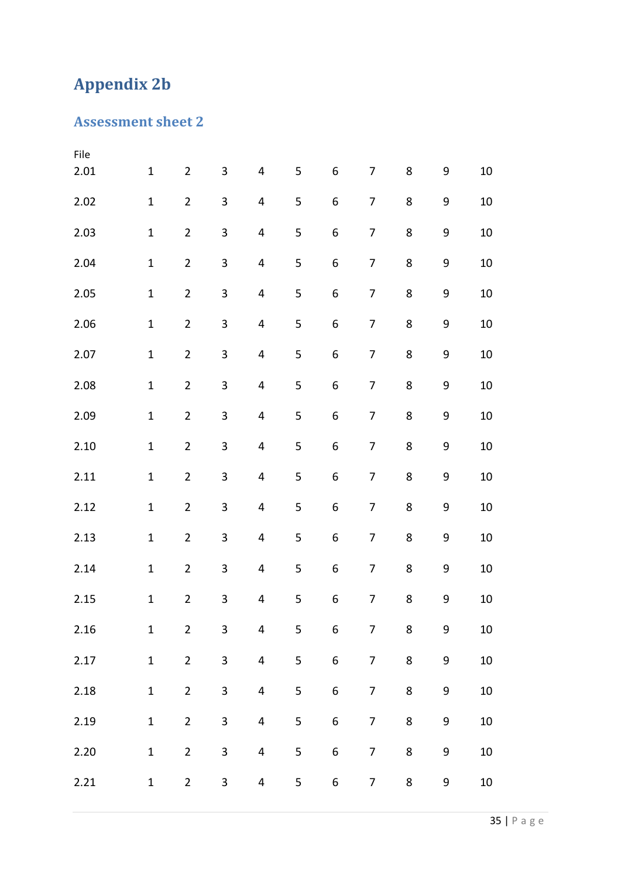# Appendix 2b

## Assessment sheet 2

| File | | | | | | | | | | |
|---|---|---|---|---|---|---|---|---|---|---|
| 2.01 | 1 | 2 | 3 | 4 | 5 | 6 | 7 | 8 | 9 | 10 |
| 2.02 | 1 | 2 | 3 | 4 | 5 | 6 | 7 | 8 | 9 | 10 |
| 2.03 | 1 | 2 | 3 | 4 | 5 | 6 | 7 | 8 | 9 | 10 |
| 2.04 | 1 | 2 | 3 | 4 | 5 | 6 | 7 | 8 | 9 | 10 |
| 2.05 | 1 | 2 | 3 | 4 | 5 | 6 | 7 | 8 | 9 | 10 |
| 2.06 | 1 | 2 | 3 | 4 | 5 | 6 | 7 | 8 | 9 | 10 |
| 2.07 | 1 | 2 | 3 | 4 | 5 | 6 | 7 | 8 | 9 | 10 |
| 2.08 | 1 | 2 | 3 | 4 | 5 | 6 | 7 | 8 | 9 | 10 |
| 2.09 | 1 | 2 | 3 | 4 | 5 | 6 | 7 | 8 | 9 | 10 |
| 2.10 | 1 | 2 | 3 | 4 | 5 | 6 | 7 | 8 | 9 | 10 |
| 2.11 | 1 | 2 | 3 | 4 | 5 | 6 | 7 | 8 | 9 | 10 |
| 2.12 | 1 | 2 | 3 | 4 | 5 | 6 | 7 | 8 | 9 | 10 |
| 2.13 | 1 | 2 | 3 | 4 | 5 | 6 | 7 | 8 | 9 | 10 |
| 2.14 | 1 | 2 | 3 | 4 | 5 | 6 | 7 | 8 | 9 | 10 |
| 2.15 | 1 | 2 | 3 | 4 | 5 | 6 | 7 | 8 | 9 | 10 |
| 2.16 | 1 | 2 | 3 | 4 | 5 | 6 | 7 | 8 | 9 | 10 |
| 2.17 | 1 | 2 | 3 | 4 | 5 | 6 | 7 | 8 | 9 | 10 |
| 2.18 | 1 | 2 | 3 | 4 | 5 | 6 | 7 | 8 | 9 | 10 |
| 2.19 | 1 | 2 | 3 | 4 | 5 | 6 | 7 | 8 | 9 | 10 |
| 2.20 | 1 | 2 | 3 | 4 | 5 | 6 | 7 | 8 | 9 | 10 |
| 2.21 | 1 | 2 | 3 | 4 | 5 | 6 | 7 | 8 | 9 | 10 |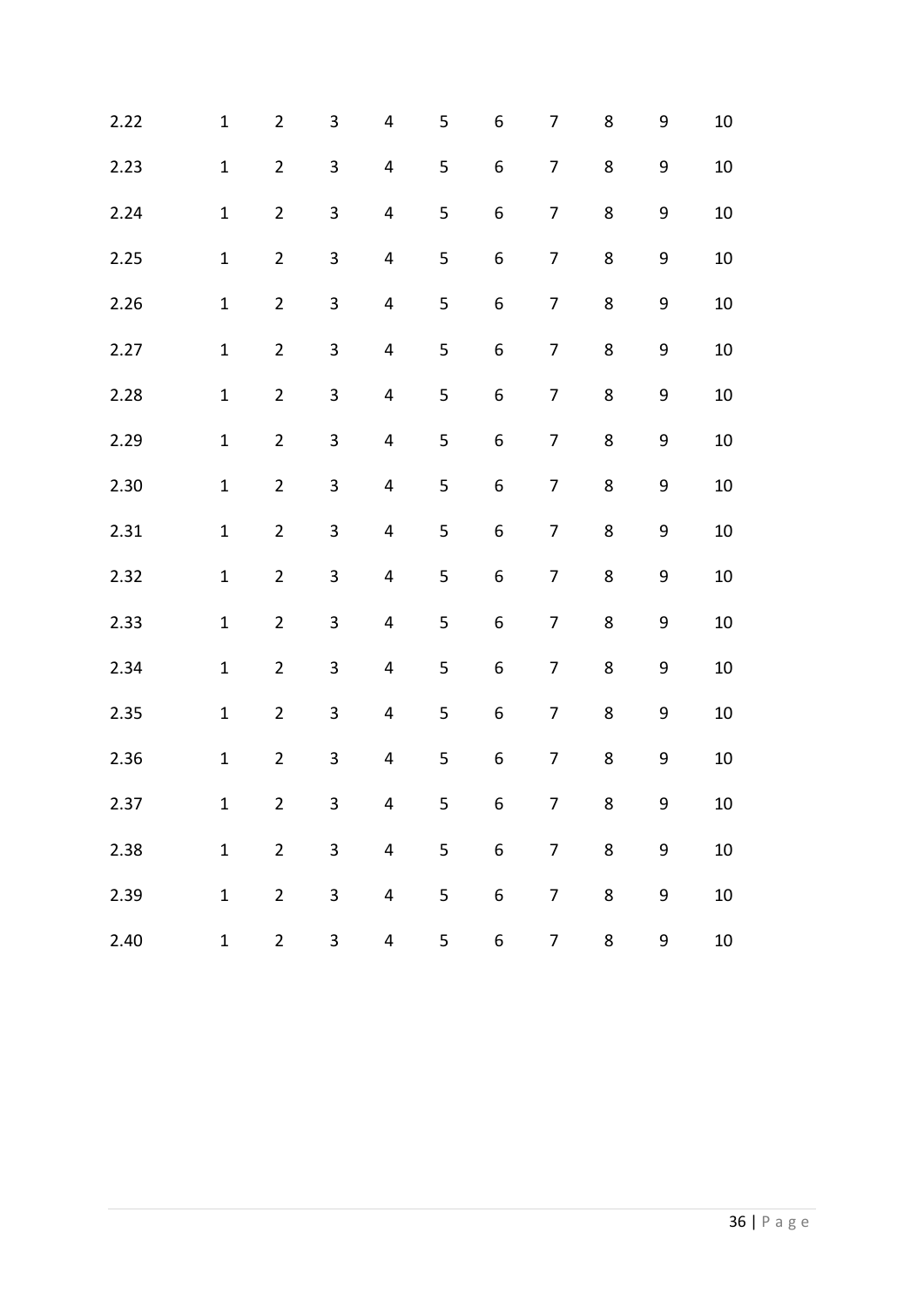| | | | | | | | | | | |
|---|---|---|---|---|---|---|---|---|---|---|
| 2.22 | 1 | 2 | 3 | 4 | 5 | 6 | 7 | 8 | 9 | 10 |
| 2.23 | 1 | 2 | 3 | 4 | 5 | 6 | 7 | 8 | 9 | 10 |
| 2.24 | 1 | 2 | 3 | 4 | 5 | 6 | 7 | 8 | 9 | 10 |
| 2.25 | 1 | 2 | 3 | 4 | 5 | 6 | 7 | 8 | 9 | 10 |
| 2.26 | 1 | 2 | 3 | 4 | 5 | 6 | 7 | 8 | 9 | 10 |
| 2.27 | 1 | 2 | 3 | 4 | 5 | 6 | 7 | 8 | 9 | 10 |
| 2.28 | 1 | 2 | 3 | 4 | 5 | 6 | 7 | 8 | 9 | 10 |
| 2.29 | 1 | 2 | 3 | 4 | 5 | 6 | 7 | 8 | 9 | 10 |
| 2.30 | 1 | 2 | 3 | 4 | 5 | 6 | 7 | 8 | 9 | 10 |
| 2.31 | 1 | 2 | 3 | 4 | 5 | 6 | 7 | 8 | 9 | 10 |
| 2.32 | 1 | 2 | 3 | 4 | 5 | 6 | 7 | 8 | 9 | 10 |
| 2.33 | 1 | 2 | 3 | 4 | 5 | 6 | 7 | 8 | 9 | 10 |
| 2.34 | 1 | 2 | 3 | 4 | 5 | 6 | 7 | 8 | 9 | 10 |
| 2.35 | 1 | 2 | 3 | 4 | 5 | 6 | 7 | 8 | 9 | 10 |
| 2.36 | 1 | 2 | 3 | 4 | 5 | 6 | 7 | 8 | 9 | 10 |
| 2.37 | 1 | 2 | 3 | 4 | 5 | 6 | 7 | 8 | 9 | 10 |
| 2.38 | 1 | 2 | 3 | 4 | 5 | 6 | 7 | 8 | 9 | 10 |
| 2.39 | 1 | 2 | 3 | 4 | 5 | 6 | 7 | 8 | 9 | 10 |
| 2.40 | 1 | 2 | 3 | 4 | 5 | 6 | 7 | 8 | 9 | 10 |